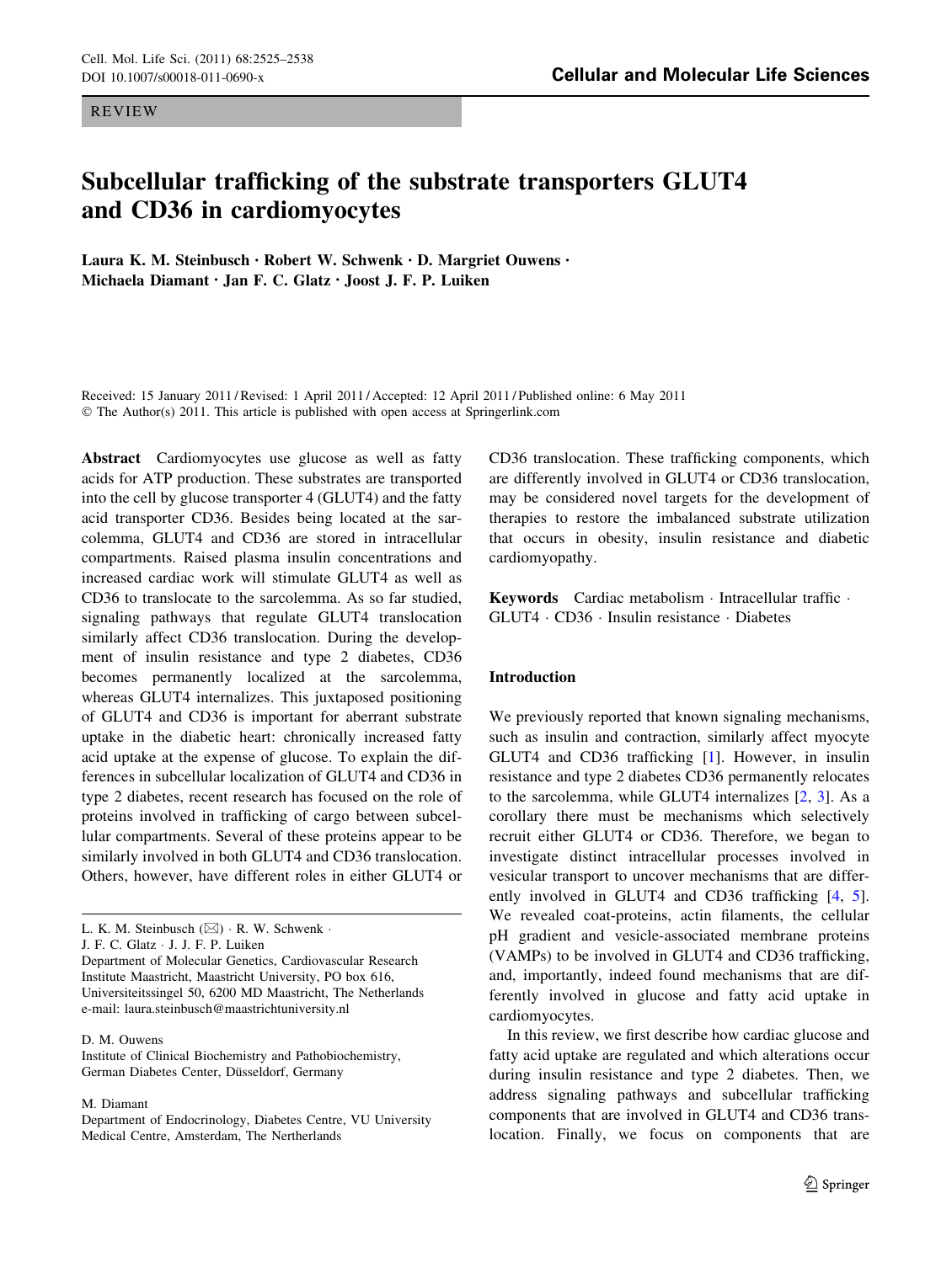REVIEW

# Subcellular trafficking of the substrate transporters GLUT4 and CD36 in cardiomyocytes

**Laura K. M. Steinbusch · Robert W. Schwenk · D. Margriet Ouwens · Michaela Diamant · Jan F. C. Glatz · Joost J. F. P. Luiken**

Received: 15 January 2011 / Revised: 1 April 2011 / Accepted: 12 April 2011 / Published online: 6 May 2011
© The Author(s) 2011. This article is published with open access at Springerlink.com

**Abstract** Cardiomyocytes use glucose as well as fatty acids for ATP production. These substrates are transported into the cell by glucose transporter 4 (GLUT4) and the fatty acid transporter CD36. Besides being located at the sarcolemma, GLUT4 and CD36 are stored in intracellular compartments. Raised plasma insulin concentrations and increased cardiac work will stimulate GLUT4 as well as CD36 to translocate to the sarcolemma. As so far studied, signaling pathways that regulate GLUT4 translocation similarly affect CD36 translocation. During the development of insulin resistance and type 2 diabetes, CD36 becomes permanently localized at the sarcolemma, whereas GLUT4 internalizes. This juxtaposed positioning of GLUT4 and CD36 is important for aberrant substrate uptake in the diabetic heart: chronically increased fatty acid uptake at the expense of glucose. To explain the differences in subcellular localization of GLUT4 and CD36 in type 2 diabetes, recent research has focused on the role of proteins involved in trafficking of cargo between subcellular compartments. Several of these proteins appear to be similarly involved in both GLUT4 and CD36 translocation. Others, however, have different roles in either GLUT4 or CD36 translocation. These trafficking components, which are differently involved in GLUT4 or CD36 translocation, may be considered novel targets for the development of therapies to restore the imbalanced substrate utilization that occurs in obesity, insulin resistance and diabetic cardiomyopathy.

**Keywords** Cardiac metabolism · Intracellular traffic · GLUT4 · CD36 · Insulin resistance · Diabetes

L. K. M. Steinbusch (✉) · R. W. Schwenk · J. F. C. Glatz · J. J. F. P. Luiken
Department of Molecular Genetics, Cardiovascular Research Institute Maastricht, Maastricht University, PO box 616, Universiteitssingel 50, 6200 MD Maastricht, The Netherlands
e-mail: laura.steinbusch@maastrichtuniversity.nl

D. M. Ouwens
Institute of Clinical Biochemistry and Pathobiochemistry, German Diabetes Center, Düsseldorf, Germany

M. Diamant
Department of Endocrinology, Diabetes Centre, VU University Medical Centre, Amsterdam, The Netherlands

## Introduction

We previously reported that known signaling mechanisms, such as insulin and contraction, similarly affect myocyte GLUT4 and CD36 trafficking [1]. However, in insulin resistance and type 2 diabetes CD36 permanently relocates to the sarcolemma, while GLUT4 internalizes [2, 3]. As a corollary there must be mechanisms which selectively recruit either GLUT4 or CD36. Therefore, we began to investigate distinct intracellular processes involved in vesicular transport to uncover mechanisms that are differently involved in GLUT4 and CD36 trafficking [4, 5]. We revealed coat-proteins, actin filaments, the cellular pH gradient and vesicle-associated membrane proteins (VAMPs) to be involved in GLUT4 and CD36 trafficking, and, importantly, indeed found mechanisms that are differently involved in glucose and fatty acid uptake in cardiomyocytes.

In this review, we first describe how cardiac glucose and fatty acid uptake are regulated and which alterations occur during insulin resistance and type 2 diabetes. Then, we address signaling pathways and subcellular trafficking components that are involved in GLUT4 and CD36 translocation. Finally, we focus on components that are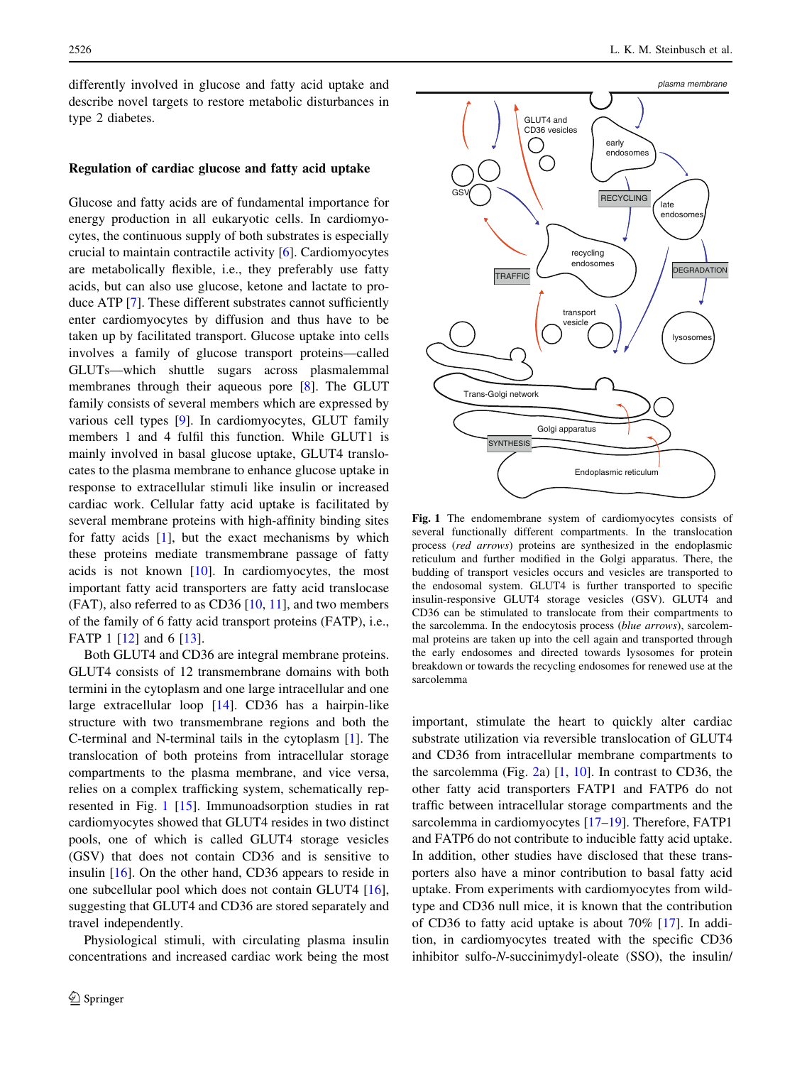differently involved in glucose and fatty acid uptake and describe novel targets to restore metabolic disturbances in type 2 diabetes.

## Regulation of cardiac glucose and fatty acid uptake

Glucose and fatty acids are of fundamental importance for energy production in all eukaryotic cells. In cardiomyocytes, the continuous supply of both substrates is especially crucial to maintain contractile activity [6]. Cardiomyocytes are metabolically flexible, i.e., they preferably use fatty acids, but can also use glucose, ketone and lactate to produce ATP [7]. These different substrates cannot sufficiently enter cardiomyocytes by diffusion and thus have to be taken up by facilitated transport. Glucose uptake into cells involves a family of glucose transport proteins—called GLUTs—which shuttle sugars across plasmalemmal membranes through their aqueous pore [8]. The GLUT family consists of several members which are expressed by various cell types [9]. In cardiomyocytes, GLUT family members 1 and 4 fulfil this function. While GLUT1 is mainly involved in basal glucose uptake, GLUT4 translocates to the plasma membrane to enhance glucose uptake in response to extracellular stimuli like insulin or increased cardiac work. Cellular fatty acid uptake is facilitated by several membrane proteins with high-affinity binding sites for fatty acids [1], but the exact mechanisms by which these proteins mediate transmembrane passage of fatty acids is not known [10]. In cardiomyocytes, the most important fatty acid transporters are fatty acid translocase (FAT), also referred to as CD36 [10, 11], and two members of the family of 6 fatty acid transport proteins (FATP), i.e., FATP 1 [12] and 6 [13].

Both GLUT4 and CD36 are integral membrane proteins. GLUT4 consists of 12 transmembrane domains with both termini in the cytoplasm and one large intracellular and one large extracellular loop [14]. CD36 has a hairpin-like structure with two transmembrane regions and both the C-terminal and N-terminal tails in the cytoplasm [1]. The translocation of both proteins from intracellular storage compartments to the plasma membrane, and vice versa, relies on a complex trafficking system, schematically represented in Fig. 1 [15]. Immunoadsorption studies in rat cardiomyocytes showed that GLUT4 resides in two distinct pools, one of which is called GLUT4 storage vesicles (GSV) that does not contain CD36 and is sensitive to insulin [16]. On the other hand, CD36 appears to reside in one subcellular pool which does not contain GLUT4 [16], suggesting that GLUT4 and CD36 are stored separately and travel independently.

Physiological stimuli, with circulating plasma insulin concentrations and increased cardiac work being the most important, stimulate the heart to quickly alter cardiac substrate utilization via reversible translocation of GLUT4 and CD36 from intracellular membrane compartments to the sarcolemma (Fig. 2a) [1, 10]. In contrast to CD36, the other fatty acid transporters FATP1 and FATP6 do not traffic between intracellular storage compartments and the sarcolemma in cardiomyocytes [17–19]. Therefore, FATP1 and FATP6 do not contribute to inducible fatty acid uptake. In addition, other studies have disclosed that these transporters also have a minor contribution to basal fatty acid uptake. From experiments with cardiomyocytes from wild-type and CD36 null mice, it is known that the contribution of CD36 to fatty acid uptake is about 70% [17]. In addition, in cardiomyocytes treated with the specific CD36 inhibitor sulfo-*N*-succinimydyl-oleate (SSO), the insulin/

**Fig. 1** The endomembrane system of cardiomyocytes consists of several functionally different compartments. In the translocation process (*red arrows*) proteins are synthesized in the endoplasmic reticulum and further modified in the Golgi apparatus. There, the budding of transport vesicles occurs and vesicles are transported to the endosomal system. GLUT4 is further transported to specific insulin-responsive GLUT4 storage vesicles (GSV). GLUT4 and CD36 can be stimulated to translocate from their compartments to the sarcolemma. In the endocytosis process (*blue arrows*), sarcolemmal proteins are taken up into the cell again and transported through the early endosomes and directed towards lysosomes for protein breakdown or towards the recycling endosomes for renewed use at the sarcolemma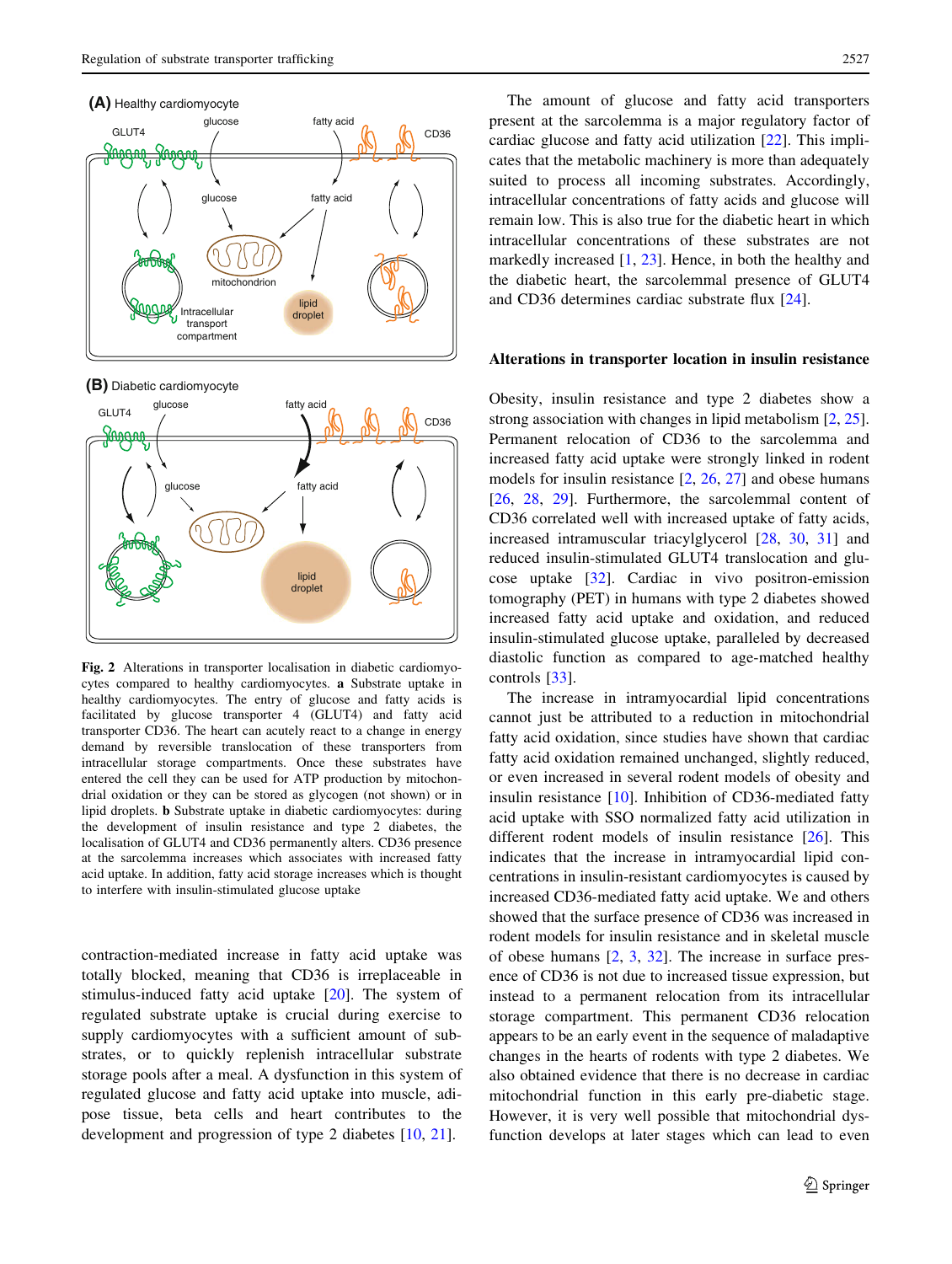**Fig. 2** Alterations in transporter localisation in diabetic cardiomyocytes compared to healthy cardiomyocytes. **a** Substrate uptake in healthy cardiomyocytes. The entry of glucose and fatty acids is facilitated by glucose transporter 4 (GLUT4) and fatty acid transporter CD36. The heart can acutely react to a change in energy demand by reversible translocation of these transporters from intracellular storage compartments. Once these substrates have entered the cell they can be used for ATP production by mitochondrial oxidation or they can be stored as glycogen (not shown) or in lipid droplets. **b** Substrate uptake in diabetic cardiomyocytes: during the development of insulin resistance and type 2 diabetes, the localisation of GLUT4 and CD36 permanently alters. CD36 presence at the sarcolemma increases which associates with increased fatty acid uptake. In addition, fatty acid storage increases which is thought to interfere with insulin-stimulated glucose uptake

contraction-mediated increase in fatty acid uptake was totally blocked, meaning that CD36 is irreplaceable in stimulus-induced fatty acid uptake [20]. The system of regulated substrate uptake is crucial during exercise to supply cardiomyocytes with a sufficient amount of substrates, or to quickly replenish intracellular substrate storage pools after a meal. A dysfunction in this system of regulated glucose and fatty acid uptake into muscle, adipose tissue, beta cells and heart contributes to the development and progression of type 2 diabetes [10, 21].

The amount of glucose and fatty acid transporters present at the sarcolemma is a major regulatory factor of cardiac glucose and fatty acid utilization [22]. This implicates that the metabolic machinery is more than adequately suited to process all incoming substrates. Accordingly, intracellular concentrations of fatty acids and glucose will remain low. This is also true for the diabetic heart in which intracellular concentrations of these substrates are not markedly increased [1, 23]. Hence, in both the healthy and the diabetic heart, the sarcolemmal presence of GLUT4 and CD36 determines cardiac substrate flux [24].

## Alterations in transporter location in insulin resistance

Obesity, insulin resistance and type 2 diabetes show a strong association with changes in lipid metabolism [2, 25]. Permanent relocation of CD36 to the sarcolemma and increased fatty acid uptake were strongly linked in rodent models for insulin resistance [2, 26, 27] and obese humans [26, 28, 29]. Furthermore, the sarcolemmal content of CD36 correlated well with increased uptake of fatty acids, increased intramuscular triacylglycerol [28, 30, 31] and reduced insulin-stimulated GLUT4 translocation and glucose uptake [32]. Cardiac in vivo positron-emission tomography (PET) in humans with type 2 diabetes showed increased fatty acid uptake and oxidation, and reduced insulin-stimulated glucose uptake, paralleled by decreased diastolic function as compared to age-matched healthy controls [33].

The increase in intramyocardial lipid concentrations cannot just be attributed to a reduction in mitochondrial fatty acid oxidation, since studies have shown that cardiac fatty acid oxidation remained unchanged, slightly reduced, or even increased in several rodent models of obesity and insulin resistance [10]. Inhibition of CD36-mediated fatty acid uptake with SSO normalized fatty acid utilization in different rodent models of insulin resistance [26]. This indicates that the increase in intramyocardial lipid concentrations in insulin-resistant cardiomyocytes is caused by increased CD36-mediated fatty acid uptake. We and others showed that the surface presence of CD36 was increased in rodent models for insulin resistance and in skeletal muscle of obese humans [2, 3, 32]. The increase in surface presence of CD36 is not due to increased tissue expression, but instead to a permanent relocation from its intracellular storage compartment. This permanent CD36 relocation appears to be an early event in the sequence of maladaptive changes in the hearts of rodents with type 2 diabetes. We also obtained evidence that there is no decrease in cardiac mitochondrial function in this early pre-diabetic stage. However, it is very well possible that mitochondrial dysfunction develops at later stages which can lead to even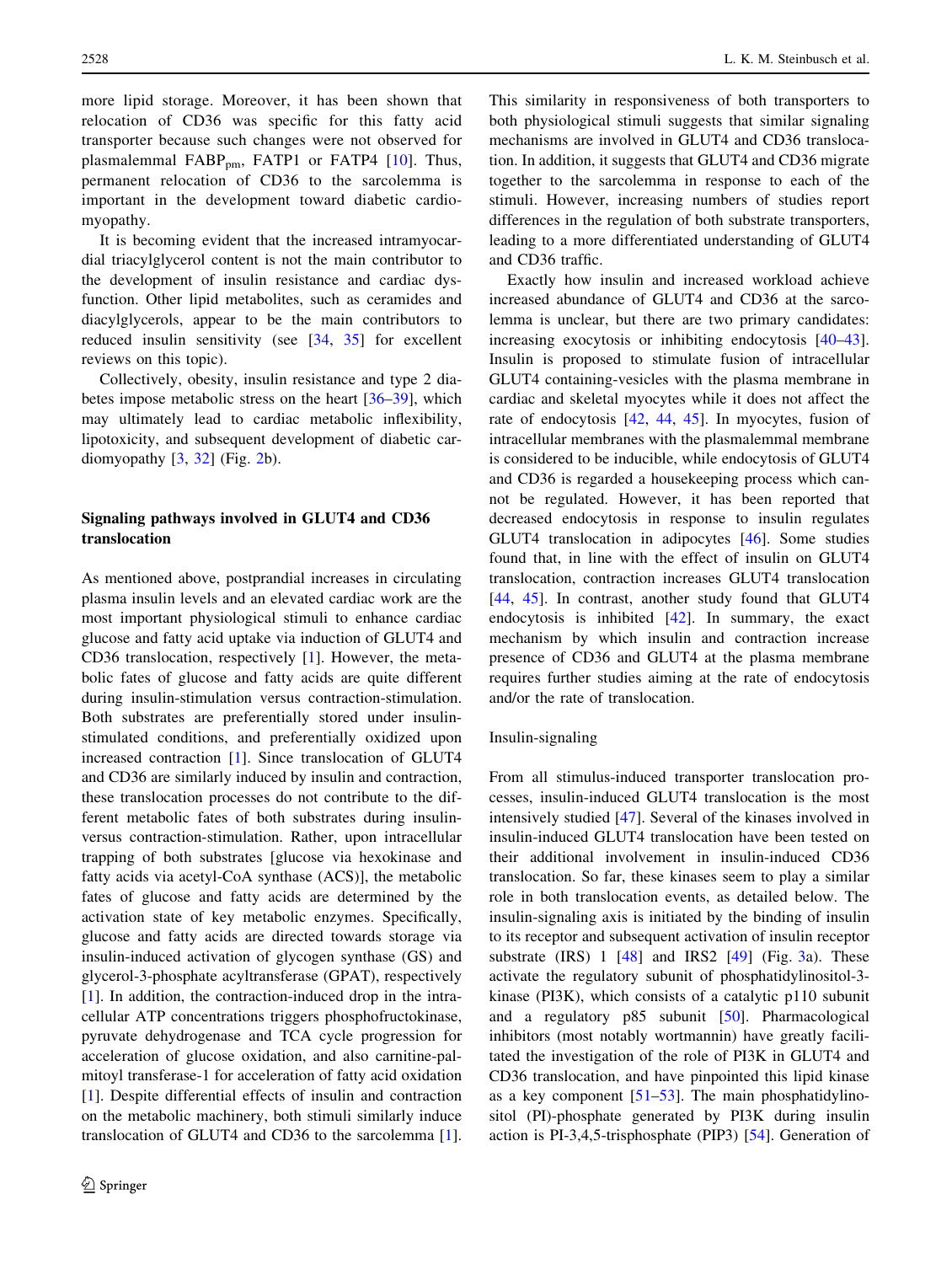more lipid storage. Moreover, it has been shown that relocation of CD36 was specific for this fatty acid transporter because such changes were not observed for plasmalemmal $FABP_{pm}$, FATP1 or FATP4 [10]. Thus, permanent relocation of CD36 to the sarcolemma is important in the development toward diabetic cardiomyopathy.

It is becoming evident that the increased intramyocardial triacylglycerol content is not the main contributor to the development of insulin resistance and cardiac dysfunction. Other lipid metabolites, such as ceramides and diacylglycerols, appear to be the main contributors to reduced insulin sensitivity (see [34, 35] for excellent reviews on this topic).

Collectively, obesity, insulin resistance and type 2 diabetes impose metabolic stress on the heart [36–39], which may ultimately lead to cardiac metabolic inflexibility, lipotoxicity, and subsequent development of diabetic cardiomyopathy [3, 32] (Fig. 2b).

## Signaling pathways involved in GLUT4 and CD36 translocation

As mentioned above, postprandial increases in circulating plasma insulin levels and an elevated cardiac work are the most important physiological stimuli to enhance cardiac glucose and fatty acid uptake via induction of GLUT4 and CD36 translocation, respectively [1]. However, the metabolic fates of glucose and fatty acids are quite different during insulin-stimulation versus contraction-stimulation. Both substrates are preferentially stored under insulin-stimulated conditions, and preferentially oxidized upon increased contraction [1]. Since translocation of GLUT4 and CD36 are similarly induced by insulin and contraction, these translocation processes do not contribute to the different metabolic fates of both substrates during insulin- versus contraction-stimulation. Rather, upon intracellular trapping of both substrates [glucose via hexokinase and fatty acids via acetyl-CoA synthase (ACS)], the metabolic fates of glucose and fatty acids are determined by the activation state of key metabolic enzymes. Specifically, glucose and fatty acids are directed towards storage via insulin-induced activation of glycogen synthase (GS) and glycerol-3-phosphate acyltransferase (GPAT), respectively [1]. In addition, the contraction-induced drop in the intracellular ATP concentrations triggers phosphofructokinase, pyruvate dehydrogenase and TCA cycle progression for acceleration of glucose oxidation, and also carnitine-palmitoyl transferase-1 for acceleration of fatty acid oxidation [1]. Despite differential effects of insulin and contraction on the metabolic machinery, both stimuli similarly induce translocation of GLUT4 and CD36 to the sarcolemma [1]. This similarity in responsiveness of both transporters to both physiological stimuli suggests that similar signaling mechanisms are involved in GLUT4 and CD36 translocation. In addition, it suggests that GLUT4 and CD36 migrate together to the sarcolemma in response to each of the stimuli. However, increasing numbers of studies report differences in the regulation of both substrate transporters, leading to a more differentiated understanding of GLUT4 and CD36 traffic.

Exactly how insulin and increased workload achieve increased abundance of GLUT4 and CD36 at the sarcolemma is unclear, but there are two primary candidates: increasing exocytosis or inhibiting endocytosis [40–43]. Insulin is proposed to stimulate fusion of intracellular GLUT4 containing-vesicles with the plasma membrane in cardiac and skeletal myocytes while it does not affect the rate of endocytosis [42, 44, 45]. In myocytes, fusion of intracellular membranes with the plasmalemmal membrane is considered to be inducible, while endocytosis of GLUT4 and CD36 is regarded a housekeeping process which cannot be regulated. However, it has been reported that decreased endocytosis in response to insulin regulates GLUT4 translocation in adipocytes [46]. Some studies found that, in line with the effect of insulin on GLUT4 translocation, contraction increases GLUT4 translocation [44, 45]. In contrast, another study found that GLUT4 endocytosis is inhibited [42]. In summary, the exact mechanism by which insulin and contraction increase presence of CD36 and GLUT4 at the plasma membrane requires further studies aiming at the rate of endocytosis and/or the rate of translocation.

### Insulin-signaling

From all stimulus-induced transporter translocation processes, insulin-induced GLUT4 translocation is the most intensively studied [47]. Several of the kinases involved in insulin-induced GLUT4 translocation have been tested on their additional involvement in insulin-induced CD36 translocation. So far, these kinases seem to play a similar role in both translocation events, as detailed below. The insulin-signaling axis is initiated by the binding of insulin to its receptor and subsequent activation of insulin receptor substrate (IRS) 1 [48] and IRS2 [49] (Fig. 3a). These activate the regulatory subunit of phosphatidylinositol-3-kinase (PI3K), which consists of a catalytic p110 subunit and a regulatory p85 subunit [50]. Pharmacological inhibitors (most notably wortmannin) have greatly facilitated the investigation of the role of PI3K in GLUT4 and CD36 translocation, and have pinpointed this lipid kinase as a key component [51–53]. The main phosphatidylinositol (PI)-phosphate generated by PI3K during insulin action is PI-3,4,5-trisphosphate (PIP3) [54]. Generation of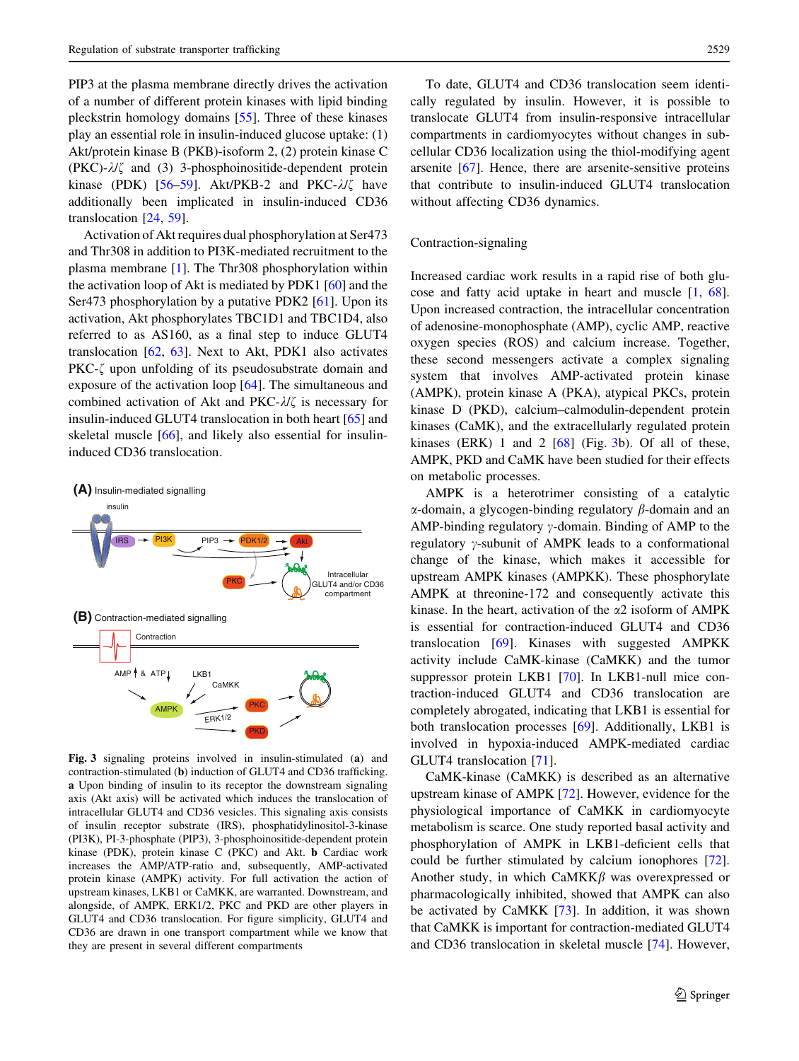PIP3 at the plasma membrane directly drives the activation of a number of different protein kinases with lipid binding pleckstrin homology domains [55]. Three of these kinases play an essential role in insulin-induced glucose uptake: (1) Akt/protein kinase B (PKB)-isoform 2, (2) protein kinase C (PKC)-λ/ζ and (3) 3-phosphoinositide-dependent protein kinase (PDK) [56–59]. Akt/PKB-2 and PKC-λ/ζ have additionally been implicated in insulin-induced CD36 translocation [24, 59].

Activation of Akt requires dual phosphorylation at Ser473 and Thr308 in addition to PI3K-mediated recruitment to the plasma membrane [1]. The Thr308 phosphorylation within the activation loop of Akt is mediated by PDK1 [60] and the Ser473 phosphorylation by a putative PDK2 [61]. Upon its activation, Akt phosphorylates TBC1D1 and TBC1D4, also referred to as AS160, as a final step to induce GLUT4 translocation [62, 63]. Next to Akt, PDK1 also activates PKC-ζ upon unfolding of its pseudosubstrate domain and exposure of the activation loop [64]. The simultaneous and combined activation of Akt and PKC-λ/ζ is necessary for insulin-induced GLUT4 translocation in both heart [65] and skeletal muscle [66], and likely also essential for insulin-induced CD36 translocation.

**Fig. 3** signaling proteins involved in insulin-stimulated (**a**) and contraction-stimulated (**b**) induction of GLUT4 and CD36 trafficking. **a** Upon binding of insulin to its receptor the downstream signaling axis (Akt axis) will be activated which induces the translocation of intracellular GLUT4 and CD36 vesicles. This signaling axis consists of insulin receptor substrate (IRS), phosphatidylinositol-3-kinase (PI3K), PI-3-phosphate (PIP3), 3-phosphoinositide-dependent protein kinase (PDK), protein kinase C (PKC) and Akt. **b** Cardiac work increases the AMP/ATP-ratio and, subsequently, AMP-activated protein kinase (AMPK) activity. For full activation the action of upstream kinases, LKB1 or CaMKK, are warranted. Downstream, and alongside, of AMPK, ERK1/2, PKC and PKD are other players in GLUT4 and CD36 translocation. For figure simplicity, GLUT4 and CD36 are drawn in one transport compartment while we know that they are present in several different compartments

To date, GLUT4 and CD36 translocation seem identically regulated by insulin. However, it is possible to translocate GLUT4 from insulin-responsive intracellular compartments in cardiomyocytes without changes in subcellular CD36 localization using the thiol-modifying agent arsenite [67]. Hence, there are arsenite-sensitive proteins that contribute to insulin-induced GLUT4 translocation without affecting CD36 dynamics.

### Contraction-signaling

Increased cardiac work results in a rapid rise of both glucose and fatty acid uptake in heart and muscle [1, 68]. Upon increased contraction, the intracellular concentration of adenosine-monophosphate (AMP), cyclic AMP, reactive oxygen species (ROS) and calcium increase. Together, these second messengers activate a complex signaling system that involves AMP-activated protein kinase (AMPK), protein kinase A (PKA), atypical PKCs, protein kinase D (PKD), calcium–calmodulin-dependent protein kinases (CaMK), and the extracellularly regulated protein kinases (ERK) 1 and 2 [68] (Fig. 3b). Of all of these, AMPK, PKD and CaMK have been studied for their effects on metabolic processes.

AMPK is a heterotrimer consisting of a catalytic α-domain, a glycogen-binding regulatory β-domain and an AMP-binding regulatory γ-domain. Binding of AMP to the regulatory γ-subunit of AMPK leads to a conformational change of the kinase, which makes it accessible for upstream AMPK kinases (AMPKK). These phosphorylate AMPK at threonine-172 and consequently activate this kinase. In the heart, activation of the α2 isoform of AMPK is essential for contraction-induced GLUT4 and CD36 translocation [69]. Kinases with suggested AMPKK activity include CaMK-kinase (CaMKK) and the tumor suppressor protein LKB1 [70]. In LKB1-null mice contraction-induced GLUT4 and CD36 translocation are completely abrogated, indicating that LKB1 is essential for both translocation processes [69]. Additionally, LKB1 is involved in hypoxia-induced AMPK-mediated cardiac GLUT4 translocation [71].

CaMK-kinase (CaMKK) is described as an alternative upstream kinase of AMPK [72]. However, evidence for the physiological importance of CaMKK in cardiomyocyte metabolism is scarce. One study reported basal activity and phosphorylation of AMPK in LKB1-deficient cells that could be further stimulated by calcium ionophores [72]. Another study, in which CaMKKβ was overexpressed or pharmacologically inhibited, showed that AMPK can also be activated by CaMKK [73]. In addition, it was shown that CaMKK is important for contraction-mediated GLUT4 and CD36 translocation in skeletal muscle [74]. However,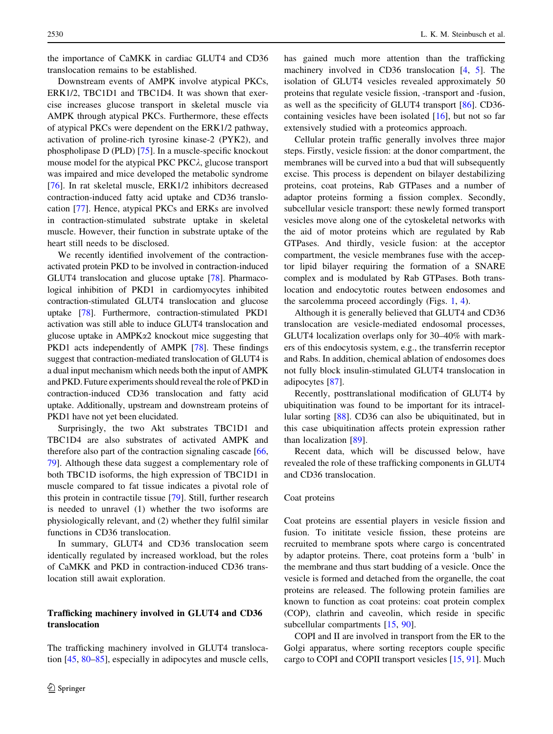the importance of CaMKK in cardiac GLUT4 and CD36 translocation remains to be established.

Downstream events of AMPK involve atypical PKCs, ERK1/2, TBC1D1 and TBC1D4. It was shown that exercise increases glucose transport in skeletal muscle via AMPK through atypical PKCs. Furthermore, these effects of atypical PKCs were dependent on the ERK1/2 pathway, activation of proline-rich tyrosine kinase-2 (PYK2), and phospholipase D (PLD) [75]. In a muscle-specific knockout mouse model for the atypical PKC PKC$\lambda$, glucose transport was impaired and mice developed the metabolic syndrome [76]. In rat skeletal muscle, ERK1/2 inhibitors decreased contraction-induced fatty acid uptake and CD36 translocation [77]. Hence, atypical PKCs and ERKs are involved in contraction-stimulated substrate uptake in skeletal muscle. However, their function in substrate uptake of the heart still needs to be disclosed.

We recently identified involvement of the contraction-activated protein PKD to be involved in contraction-induced GLUT4 translocation and glucose uptake [78]. Pharmacological inhibition of PKD1 in cardiomyocytes inhibited contraction-stimulated GLUT4 translocation and glucose uptake [78]. Furthermore, contraction-stimulated PKD1 activation was still able to induce GLUT4 translocation and glucose uptake in AMPK$\alpha$2 knockout mice suggesting that PKD1 acts independently of AMPK [78]. These findings suggest that contraction-mediated translocation of GLUT4 is a dual input mechanism which needs both the input of AMPK and PKD. Future experiments should reveal the role of PKD in contraction-induced CD36 translocation and fatty acid uptake. Additionally, upstream and downstream proteins of PKD1 have not yet been elucidated.

Surprisingly, the two Akt substrates TBC1D1 and TBC1D4 are also substrates of activated AMPK and therefore also part of the contraction signaling cascade [66, 79]. Although these data suggest a complementary role of both TBC1D isoforms, the high expression of TBC1D1 in muscle compared to fat tissue indicates a pivotal role of this protein in contractile tissue [79]. Still, further research is needed to unravel (1) whether the two isoforms are physiologically relevant, and (2) whether they fulfil similar functions in CD36 translocation.

In summary, GLUT4 and CD36 translocation seem identically regulated by increased workload, but the roles of CaMKK and PKD in contraction-induced CD36 translocation still await exploration.

## Trafficking machinery involved in GLUT4 and CD36 translocation

The trafficking machinery involved in GLUT4 translocation [45, 80–85], especially in adipocytes and muscle cells, has gained much more attention than the trafficking machinery involved in CD36 translocation [4, 5]. The isolation of GLUT4 vesicles revealed approximately 50 proteins that regulate vesicle fission, -transport and -fusion, as well as the specificity of GLUT4 transport [86]. CD36-containing vesicles have been isolated [16], but not so far extensively studied with a proteomics approach.

Cellular protein traffic generally involves three major steps. Firstly, vesicle fission: at the donor compartment, the membranes will be curved into a bud that will subsequently excise. This process is dependent on bilayer destabilizing proteins, coat proteins, Rab GTPases and a number of adaptor proteins forming a fission complex. Secondly, subcellular vesicle transport: these newly formed transport vesicles move along one of the cytoskeletal networks with the aid of motor proteins which are regulated by Rab GTPases. And thirdly, vesicle fusion: at the acceptor compartment, the vesicle membranes fuse with the acceptor lipid bilayer requiring the formation of a SNARE complex and is modulated by Rab GTPases. Both translocation and endocytotic routes between endosomes and the sarcolemma proceed accordingly (Figs. 1, 4).

Although it is generally believed that GLUT4 and CD36 translocation are vesicle-mediated endosomal processes, GLUT4 localization overlaps only for 30–40% with markers of this endocytosis system, e.g., the transferrin receptor and Rabs. In addition, chemical ablation of endosomes does not fully block insulin-stimulated GLUT4 translocation in adipocytes [87].

Recently, posttranslational modification of GLUT4 by ubiquitination was found to be important for its intracellular sorting [88]. CD36 can also be ubiquitinated, but in this case ubiquitination affects protein expression rather than localization [89].

Recent data, which will be discussed below, have revealed the role of these trafficking components in GLUT4 and CD36 translocation.

### Coat proteins

Coat proteins are essential players in vesicle fission and fusion. To inititate vesicle fission, these proteins are recruited to membrane spots where cargo is concentrated by adaptor proteins. There, coat proteins form a 'bulb' in the membrane and thus start budding of a vesicle. Once the vesicle is formed and detached from the organelle, the coat proteins are released. The following protein families are known to function as coat proteins: coat protein complex (COP), clathrin and caveolin, which reside in specific subcellular compartments [15, 90].

COPI and II are involved in transport from the ER to the Golgi apparatus, where sorting receptors couple specific cargo to COPI and COPII transport vesicles [15, 91]. Much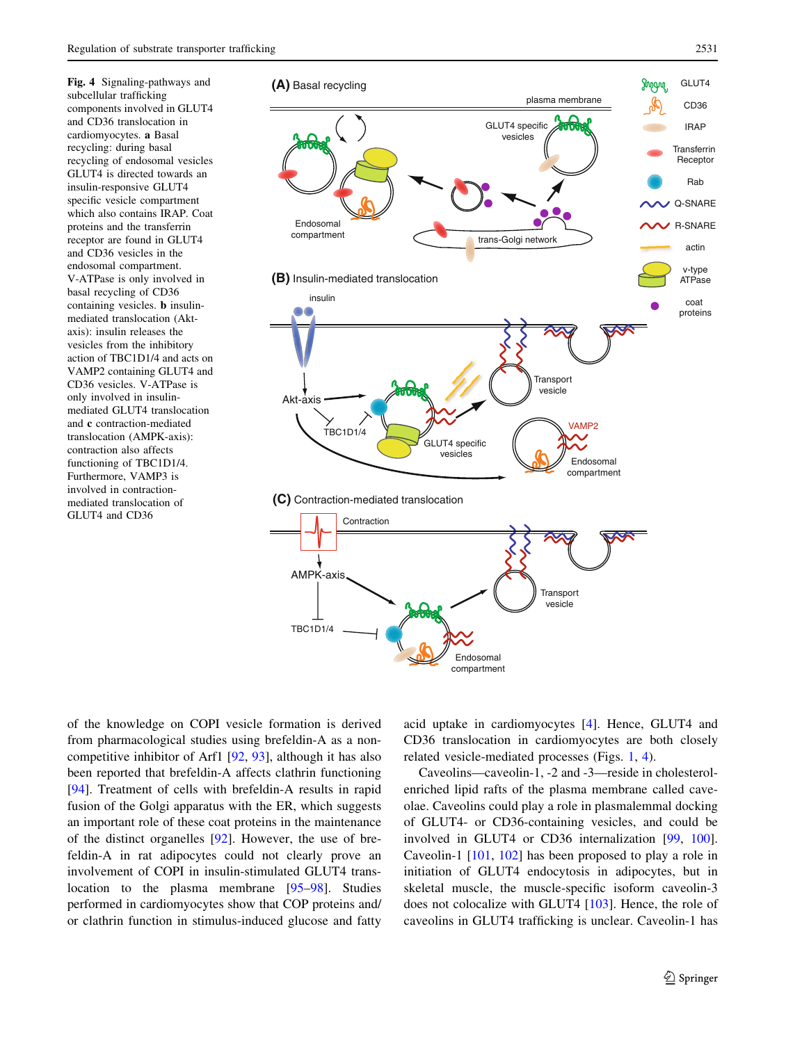**Fig. 4** Signaling-pathways and subcellular trafficking components involved in GLUT4 and CD36 translocation in cardiomyocytes. **a** Basal recycling: during basal recycling of endosomal vesicles GLUT4 is directed towards an insulin-responsive GLUT4 specific vesicle compartment which also contains IRAP. Coat proteins and the transferrin receptor are found in GLUT4 and CD36 vesicles in the endosomal compartment. V-ATPase is only involved in basal recycling of CD36 containing vesicles. **b** insulin-mediated translocation (Akt-axis): insulin releases the vesicles from the inhibitory action of TBC1D1/4 and acts on VAMP2 containing GLUT4 and CD36 vesicles. V-ATPase is only involved in insulin-mediated GLUT4 translocation and **c** contraction-mediated translocation (AMPK-axis): contraction also affects functioning of TBC1D1/4. Furthermore, VAMP3 is involved in contraction-mediated translocation of GLUT4 and CD36

of the knowledge on COPI vesicle formation is derived from pharmacological studies using brefeldin-A as a non-competitive inhibitor of Arf1 [92, 93], although it has also been reported that brefeldin-A affects clathrin functioning [94]. Treatment of cells with brefeldin-A results in rapid fusion of the Golgi apparatus with the ER, which suggests an important role of these coat proteins in the maintenance of the distinct organelles [92]. However, the use of brefeldin-A in rat adipocytes could not clearly prove an involvement of COPI in insulin-stimulated GLUT4 translocation to the plasma membrane [95–98]. Studies performed in cardiomyocytes show that COP proteins and/or clathrin function in stimulus-induced glucose and fatty acid uptake in cardiomyocytes [4]. Hence, GLUT4 and CD36 translocation in cardiomyocytes are both closely related vesicle-mediated processes (Figs. 1, 4).

Caveolins—caveolin-1, -2 and -3—reside in cholesterol-enriched lipid rafts of the plasma membrane called caveolae. Caveolins could play a role in plasmalemmal docking of GLUT4- or CD36-containing vesicles, and could be involved in GLUT4 or CD36 internalization [99, 100]. Caveolin-1 [101, 102] has been proposed to play a role in initiation of GLUT4 endocytosis in adipocytes, but in skeletal muscle, the muscle-specific isoform caveolin-3 does not colocalize with GLUT4 [103]. Hence, the role of caveolins in GLUT4 trafficking is unclear. Caveolin-1 has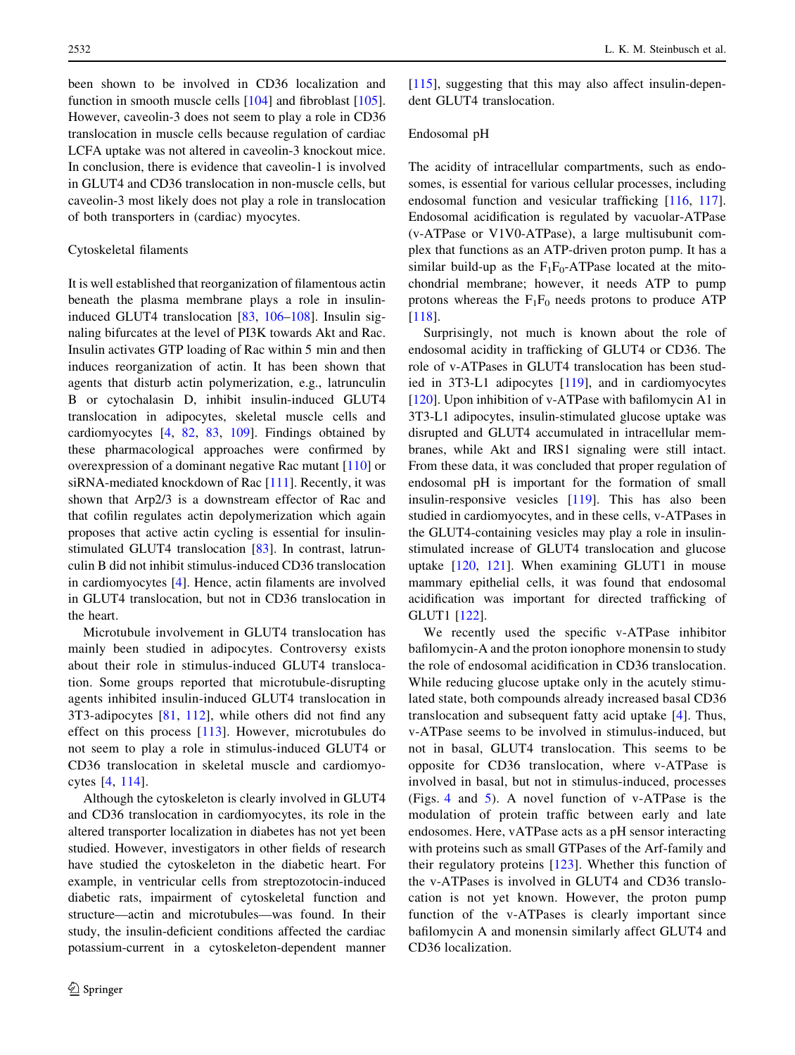been shown to be involved in CD36 localization and function in smooth muscle cells [104] and fibroblast [105]. However, caveolin-3 does not seem to play a role in CD36 translocation in muscle cells because regulation of cardiac LCFA uptake was not altered in caveolin-3 knockout mice. In conclusion, there is evidence that caveolin-1 is involved in GLUT4 and CD36 translocation in non-muscle cells, but caveolin-3 most likely does not play a role in translocation of both transporters in (cardiac) myocytes.

### Cytoskeletal filaments

It is well established that reorganization of filamentous actin beneath the plasma membrane plays a role in insulin-induced GLUT4 translocation [83, 106–108]. Insulin signaling bifurcates at the level of PI3K towards Akt and Rac. Insulin activates GTP loading of Rac within 5 min and then induces reorganization of actin. It has been shown that agents that disturb actin polymerization, e.g., latrunculin B or cytochalasin D, inhibit insulin-induced GLUT4 translocation in adipocytes, skeletal muscle cells and cardiomyocytes [4, 82, 83, 109]. Findings obtained by these pharmacological approaches were confirmed by overexpression of a dominant negative Rac mutant [110] or siRNA-mediated knockdown of Rac [111]. Recently, it was shown that Arp2/3 is a downstream effector of Rac and that cofilin regulates actin depolymerization which again proposes that active actin cycling is essential for insulin-stimulated GLUT4 translocation [83]. In contrast, latrunculin B did not inhibit stimulus-induced CD36 translocation in cardiomyocytes [4]. Hence, actin filaments are involved in GLUT4 translocation, but not in CD36 translocation in the heart.

Microtubule involvement in GLUT4 translocation has mainly been studied in adipocytes. Controversy exists about their role in stimulus-induced GLUT4 translocation. Some groups reported that microtubule-disrupting agents inhibited insulin-induced GLUT4 translocation in 3T3-adipocytes [81, 112], while others did not find any effect on this process [113]. However, microtubules do not seem to play a role in stimulus-induced GLUT4 or CD36 translocation in skeletal muscle and cardiomyocytes [4, 114].

Although the cytoskeleton is clearly involved in GLUT4 and CD36 translocation in cardiomyocytes, its role in the altered transporter localization in diabetes has not yet been studied. However, investigators in other fields of research have studied the cytoskeleton in the diabetic heart. For example, in ventricular cells from streptozotocin-induced diabetic rats, impairment of cytoskeletal function and structure—actin and microtubules—was found. In their study, the insulin-deficient conditions affected the cardiac potassium-current in a cytoskeleton-dependent manner [115], suggesting that this may also affect insulin-dependent GLUT4 translocation.

### Endosomal pH

The acidity of intracellular compartments, such as endosomes, is essential for various cellular processes, including endosomal function and vesicular trafficking [116, 117]. Endosomal acidification is regulated by vacuolar-ATPase (v-ATPase or V1V0-ATPase), a large multisubunit complex that functions as an ATP-driven proton pump. It has a similar build-up as the $F_1F_0$-ATPase located at the mitochondrial membrane; however, it needs ATP to pump protons whereas the $F_1F_0$ needs protons to produce ATP [118].

Surprisingly, not much is known about the role of endosomal acidity in trafficking of GLUT4 or CD36. The role of v-ATPases in GLUT4 translocation has been studied in 3T3-L1 adipocytes [119], and in cardiomyocytes [120]. Upon inhibition of v-ATPase with bafilomycin A1 in 3T3-L1 adipocytes, insulin-stimulated glucose uptake was disrupted and GLUT4 accumulated in intracellular membranes, while Akt and IRS1 signaling were still intact. From these data, it was concluded that proper regulation of endosomal pH is important for the formation of small insulin-responsive vesicles [119]. This has also been studied in cardiomyocytes, and in these cells, v-ATPases in the GLUT4-containing vesicles may play a role in insulin-stimulated increase of GLUT4 translocation and glucose uptake [120, 121]. When examining GLUT1 in mouse mammary epithelial cells, it was found that endosomal acidification was important for directed trafficking of GLUT1 [122].

We recently used the specific v-ATPase inhibitor bafilomycin-A and the proton ionophore monensin to study the role of endosomal acidification in CD36 translocation. While reducing glucose uptake only in the acutely stimulated state, both compounds already increased basal CD36 translocation and subsequent fatty acid uptake [4]. Thus, v-ATPase seems to be involved in stimulus-induced, but not in basal, GLUT4 translocation. This seems to be opposite for CD36 translocation, where v-ATPase is involved in basal, but not in stimulus-induced, processes (Figs. 4 and 5). A novel function of v-ATPase is the modulation of protein traffic between early and late endosomes. Here, vATPase acts as a pH sensor interacting with proteins such as small GTPases of the Arf-family and their regulatory proteins [123]. Whether this function of the v-ATPases is involved in GLUT4 and CD36 translocation is not yet known. However, the proton pump function of the v-ATPases is clearly important since bafilomycin A and monensin similarly affect GLUT4 and CD36 localization.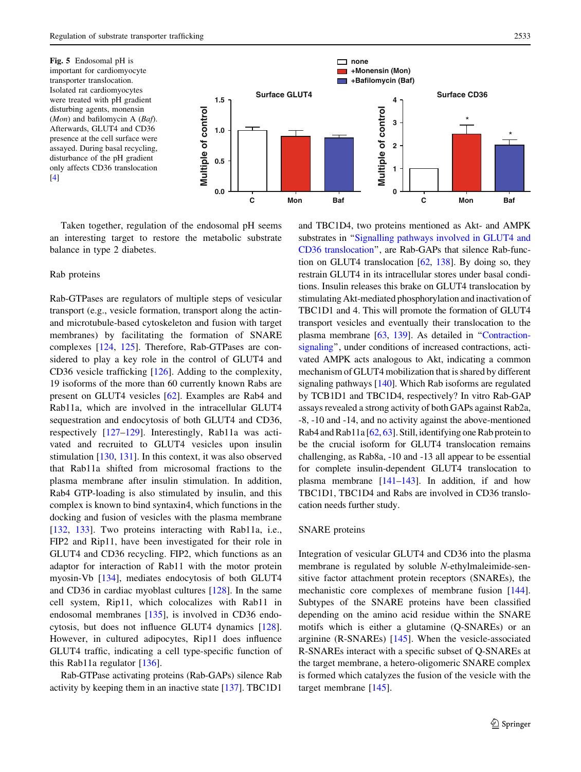**Fig. 5** Endosomal pH is important for cardiomyocyte transporter translocation. Isolated rat cardiomyocytes were treated with pH gradient disturbing agents, monensin (*Mon*) and bafilomycin A (*Baf*). Afterwards, GLUT4 and CD36 presence at the cell surface were assayed. During basal recycling, disturbance of the pH gradient only affects CD36 translocation [4]

Taken together, regulation of the endosomal pH seems an interesting target to restore the metabolic substrate balance in type 2 diabetes.

### Rab proteins

Rab-GTPases are regulators of multiple steps of vesicular transport (e.g., vesicle formation, transport along the actin- and microtubule-based cytoskeleton and fusion with target membranes) by facilitating the formation of SNARE complexes [124, 125]. Therefore, Rab-GTPases are considered to play a key role in the control of GLUT4 and CD36 vesicle trafficking [126]. Adding to the complexity, 19 isoforms of the more than 60 currently known Rabs are present on GLUT4 vesicles [62]. Examples are Rab4 and Rab11a, which are involved in the intracellular GLUT4 sequestration and endocytosis of both GLUT4 and CD36, respectively [127–129]. Interestingly, Rab11a was activated and recruited to GLUT4 vesicles upon insulin stimulation [130, 131]. In this context, it was also observed that Rab11a shifted from microsomal fractions to the plasma membrane after insulin stimulation. In addition, Rab4 GTP-loading is also stimulated by insulin, and this complex is known to bind syntaxin4, which functions in the docking and fusion of vesicles with the plasma membrane [132, 133]. Two proteins interacting with Rab11a, i.e., FIP2 and Rip11, have been investigated for their role in GLUT4 and CD36 recycling. FIP2, which functions as an adaptor for interaction of Rab11 with the motor protein myosin-Vb [134], mediates endocytosis of both GLUT4 and CD36 in cardiac myoblast cultures [128]. In the same cell system, Rip11, which colocalizes with Rab11 in endosomal membranes [135], is involved in CD36 endocytosis, but does not influence GLUT4 dynamics [128]. However, in cultured adipocytes, Rip11 does influence GLUT4 traffic, indicating a cell type-specific function of this Rab11a regulator [136].

Rab-GTPase activating proteins (Rab-GAPs) silence Rab activity by keeping them in an inactive state [137]. TBC1D1 and TBC1D4, two proteins mentioned as Akt- and AMPK substrates in "Signalling pathways involved in GLUT4 and CD36 translocation", are Rab-GAPs that silence Rab-function on GLUT4 translocation [62, 138]. By doing so, they restrain GLUT4 in its intracellular stores under basal conditions. Insulin releases this brake on GLUT4 translocation by stimulating Akt-mediated phosphorylation and inactivation of TBC1D1 and 4. This will promote the formation of GLUT4 transport vesicles and eventually their translocation to the plasma membrane [63, 139]. As detailed in "Contraction-signaling", under conditions of increased contractions, activated AMPK acts analogous to Akt, indicating a common mechanism of GLUT4 mobilization that is shared by different signaling pathways [140]. Which Rab isoforms are regulated by TCB1D1 and TBC1D4, respectively? In vitro Rab-GAP assays revealed a strong activity of both GAPs against Rab2a, -8, -10 and -14, and no activity against the above-mentioned Rab4 and Rab11a [62, 63]. Still, identifying one Rab protein to be the crucial isoform for GLUT4 translocation remains challenging, as Rab8a, -10 and -13 all appear to be essential for complete insulin-dependent GLUT4 translocation to plasma membrane [141–143]. In addition, if and how TBC1D1, TBC1D4 and Rabs are involved in CD36 translocation needs further study.

### SNARE proteins

Integration of vesicular GLUT4 and CD36 into the plasma membrane is regulated by soluble *N*-ethylmaleimide-sensitive factor attachment protein receptors (SNAREs), the mechanistic core complexes of membrane fusion [144]. Subtypes of the SNARE proteins have been classified depending on the amino acid residue within the SNARE motifs which is either a glutamine (Q-SNAREs) or an arginine (R-SNAREs) [145]. When the vesicle-associated R-SNAREs interact with a specific subset of Q-SNAREs at the target membrane, a hetero-oligomeric SNARE complex is formed which catalyzes the fusion of the vesicle with the target membrane [145].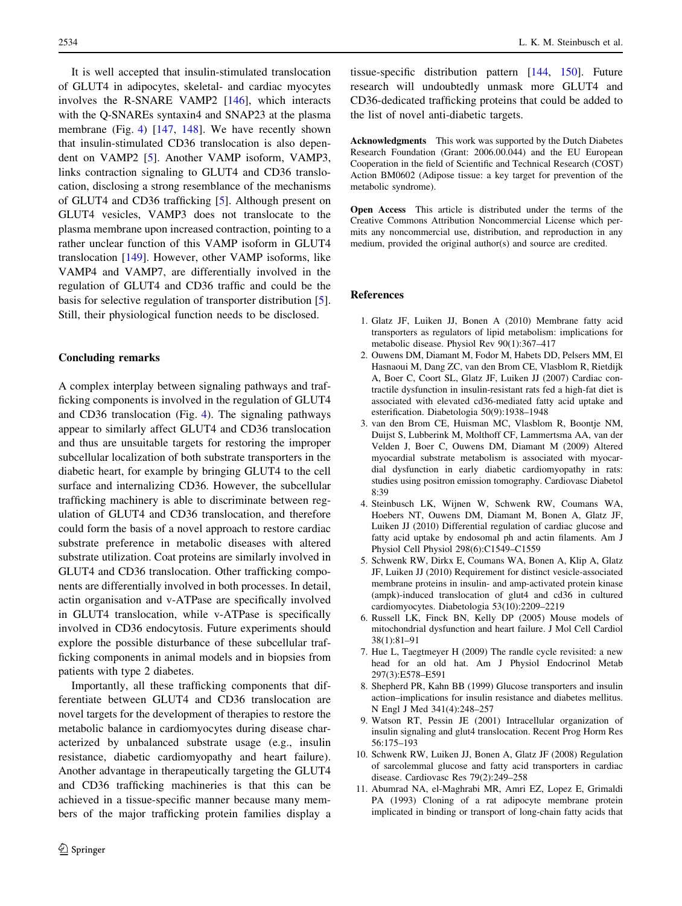It is well accepted that insulin-stimulated translocation of GLUT4 in adipocytes, skeletal- and cardiac myocytes involves the R-SNARE VAMP2 [146], which interacts with the Q-SNAREs syntaxin4 and SNAP23 at the plasma membrane (Fig. 4) [147, 148]. We have recently shown that insulin-stimulated CD36 translocation is also dependent on VAMP2 [5]. Another VAMP isoform, VAMP3, links contraction signaling to GLUT4 and CD36 translocation, disclosing a strong resemblance of the mechanisms of GLUT4 and CD36 trafficking [5]. Although present on GLUT4 vesicles, VAMP3 does not translocate to the plasma membrane upon increased contraction, pointing to a rather unclear function of this VAMP isoform in GLUT4 translocation [149]. However, other VAMP isoforms, like VAMP4 and VAMP7, are differentially involved in the regulation of GLUT4 and CD36 traffic and could be the basis for selective regulation of transporter distribution [5]. Still, their physiological function needs to be disclosed.

## Concluding remarks

A complex interplay between signaling pathways and trafficking components is involved in the regulation of GLUT4 and CD36 translocation (Fig. 4). The signaling pathways appear to similarly affect GLUT4 and CD36 translocation and thus are unsuitable targets for restoring the improper subcellular localization of both substrate transporters in the diabetic heart, for example by bringing GLUT4 to the cell surface and internalizing CD36. However, the subcellular trafficking machinery is able to discriminate between regulation of GLUT4 and CD36 translocation, and therefore could form the basis of a novel approach to restore cardiac substrate preference in metabolic diseases with altered substrate utilization. Coat proteins are similarly involved in GLUT4 and CD36 translocation. Other trafficking components are differentially involved in both processes. In detail, actin organisation and v-ATPase are specifically involved in GLUT4 translocation, while v-ATPase is specifically involved in CD36 endocytosis. Future experiments should explore the possible disturbance of these subcellular trafficking components in animal models and in biopsies from patients with type 2 diabetes.

Importantly, all these trafficking components that differentiate between GLUT4 and CD36 translocation are novel targets for the development of therapies to restore the metabolic balance in cardiomyocytes during disease characterized by unbalanced substrate usage (e.g., insulin resistance, diabetic cardiomyopathy and heart failure). Another advantage in therapeutically targeting the GLUT4 and CD36 trafficking machineries is that this can be achieved in a tissue-specific manner because many members of the major trafficking protein families display a tissue-specific distribution pattern [144, 150]. Future research will undoubtedly unmask more GLUT4 and CD36-dedicated trafficking proteins that could be added to the list of novel anti-diabetic targets.

**Acknowledgments** This work was supported by the Dutch Diabetes Research Foundation (Grant: 2006.00.044) and the EU European Cooperation in the field of Scientific and Technical Research (COST) Action BM0602 (Adipose tissue: a key target for prevention of the metabolic syndrome).

**Open Access** This article is distributed under the terms of the Creative Commons Attribution Noncommercial License which permits any noncommercial use, distribution, and reproduction in any medium, provided the original author(s) and source are credited.

## References

1. Glatz JF, Luiken JJ, Bonen A (2010) Membrane fatty acid transporters as regulators of lipid metabolism: implications for metabolic disease. Physiol Rev 90(1):367–417
2. Ouwens DM, Diamant M, Fodor M, Habets DD, Pelsers MM, El Hasnaoui M, Dang ZC, van den Brom CE, Vlasblom R, Rietdijk A, Boer C, Coort SL, Glatz JF, Luiken JJ (2007) Cardiac contractile dysfunction in insulin-resistant rats fed a high-fat diet is associated with elevated cd36-mediated fatty acid uptake and esterification. Diabetologia 50(9):1938–1948
3. van den Brom CE, Huisman MC, Vlasblom R, Boontje NM, Duijst S, Lubberink M, Molthoff CF, Lammertsma AA, van der Velden J, Boer C, Ouwens DM, Diamant M (2009) Altered myocardial substrate metabolism is associated with myocardial dysfunction in early diabetic cardiomyopathy in rats: studies using positron emission tomography. Cardiovasc Diabetol 8:39
4. Steinbusch LK, Wijnen W, Schwenk RW, Coumans WA, Hoebers NT, Ouwens DM, Diamant M, Bonen A, Glatz JF, Luiken JJ (2010) Differential regulation of cardiac glucose and fatty acid uptake by endosomal ph and actin filaments. Am J Physiol Cell Physiol 298(6):C1549–C1559
5. Schwenk RW, Dirkx E, Coumans WA, Bonen A, Klip A, Glatz JF, Luiken JJ (2010) Requirement for distinct vesicle-associated membrane proteins in insulin- and amp-activated protein kinase (ampk)-induced translocation of glut4 and cd36 in cultured cardiomyocytes. Diabetologia 53(10):2209–2219
6. Russell LK, Finck BN, Kelly DP (2005) Mouse models of mitochondrial dysfunction and heart failure. J Mol Cell Cardiol 38(1):81–91
7. Hue L, Taegtmeyer H (2009) The randle cycle revisited: a new head for an old hat. Am J Physiol Endocrinol Metab 297(3):E578–E591
8. Shepherd PR, Kahn BB (1999) Glucose transporters and insulin action–implications for insulin resistance and diabetes mellitus. N Engl J Med 341(4):248–257
9. Watson RT, Pessin JE (2001) Intracellular organization of insulin signaling and glut4 translocation. Recent Prog Horm Res 56:175–193
10. Schwenk RW, Luiken JJ, Bonen A, Glatz JF (2008) Regulation of sarcolemmal glucose and fatty acid transporters in cardiac disease. Cardiovasc Res 79(2):249–258
11. Abumrad NA, el-Maghrabi MR, Amri EZ, Lopez E, Grimaldi PA (1993) Cloning of a rat adipocyte membrane protein implicated in binding or transport of long-chain fatty acids that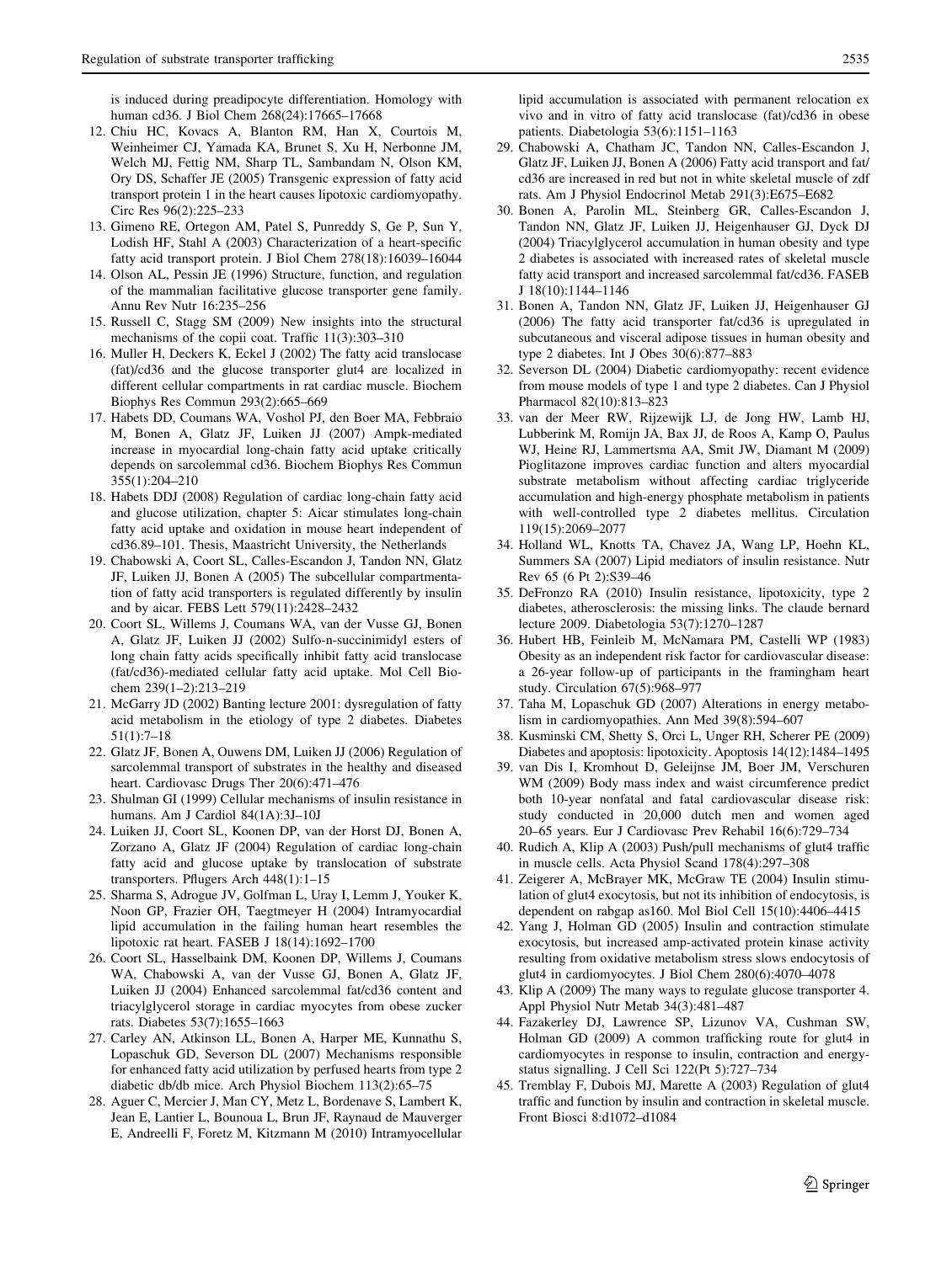is induced during preadipocyte differentiation. Homology with human cd36. J Biol Chem 268(24):17665–17668

12. Chiu HC, Kovacs A, Blanton RM, Han X, Courtois M, Weinheimer CJ, Yamada KA, Brunet S, Xu H, Nerbonne JM, Welch MJ, Fettig NM, Sharp TL, Sambandam N, Olson KM, Ory DS, Schaffer JE (2005) Transgenic expression of fatty acid transport protein 1 in the heart causes lipotoxic cardiomyopathy. Circ Res 96(2):225–233
13. Gimeno RE, Ortegon AM, Patel S, Punreddy S, Ge P, Sun Y, Lodish HF, Stahl A (2003) Characterization of a heart-specific fatty acid transport protein. J Biol Chem 278(18):16039–16044
14. Olson AL, Pessin JE (1996) Structure, function, and regulation of the mammalian facilitative glucose transporter gene family. Annu Rev Nutr 16:235–256
15. Russell C, Stagg SM (2009) New insights into the structural mechanisms of the copii coat. Traffic 11(3):303–310
16. Muller H, Deckers K, Eckel J (2002) The fatty acid translocase (fat)/cd36 and the glucose transporter glut4 are localized in different cellular compartments in rat cardiac muscle. Biochem Biophys Res Commun 293(2):665–669
17. Habets DD, Coumans WA, Voshol PJ, den Boer MA, Febbraio M, Bonen A, Glatz JF, Luiken JJ (2007) Ampk-mediated increase in myocardial long-chain fatty acid uptake critically depends on sarcolemmal cd36. Biochem Biophys Res Commun 355(1):204–210
18. Habets DDJ (2008) Regulation of cardiac long-chain fatty acid and glucose utilization, chapter 5: Aicar stimulates long-chain fatty acid uptake and oxidation in mouse heart independent of cd36.89–101. Thesis, Maastricht University, the Netherlands
19. Chabowski A, Coort SL, Calles-Escandon J, Tandon NN, Glatz JF, Luiken JJ, Bonen A (2005) The subcellular compartmentation of fatty acid transporters is regulated differently by insulin and by aicar. FEBS Lett 579(11):2428–2432
20. Coort SL, Willems J, Coumans WA, van der Vusse GJ, Bonen A, Glatz JF, Luiken JJ (2002) Sulfo-n-succinimidyl esters of long chain fatty acids specifically inhibit fatty acid translocase (fat/cd36)-mediated cellular fatty acid uptake. Mol Cell Biochem 239(1–2):213–219
21. McGarry JD (2002) Banting lecture 2001: dysregulation of fatty acid metabolism in the etiology of type 2 diabetes. Diabetes 51(1):7–18
22. Glatz JF, Bonen A, Ouwens DM, Luiken JJ (2006) Regulation of sarcolemmal transport of substrates in the healthy and diseased heart. Cardiovasc Drugs Ther 20(6):471–476
23. Shulman GI (1999) Cellular mechanisms of insulin resistance in humans. Am J Cardiol 84(1A):3J–10J
24. Luiken JJ, Coort SL, Koonen DP, van der Horst DJ, Bonen A, Zorzano A, Glatz JF (2004) Regulation of cardiac long-chain fatty acid and glucose uptake by translocation of substrate transporters. Pflugers Arch 448(1):1–15
25. Sharma S, Adrogue JV, Golfman L, Uray I, Lemm J, Youker K, Noon GP, Frazier OH, Taegtmeyer H (2004) Intramyocardial lipid accumulation in the failing human heart resembles the lipotoxic rat heart. FASEB J 18(14):1692–1700
26. Coort SL, Hasselbaink DM, Koonen DP, Willems J, Coumans WA, Chabowski A, van der Vusse GJ, Bonen A, Glatz JF, Luiken JJ (2004) Enhanced sarcolemmal fat/cd36 content and triacylglycerol storage in cardiac myocytes from obese zucker rats. Diabetes 53(7):1655–1663
27. Carley AN, Atkinson LL, Bonen A, Harper ME, Kunnathu S, Lopaschuk GD, Severson DL (2007) Mechanisms responsible for enhanced fatty acid utilization by perfused hearts from type 2 diabetic db/db mice. Arch Physiol Biochem 113(2):65–75
28. Aguer C, Mercier J, Man CY, Metz L, Bordenave S, Lambert K, Jean E, Lantier L, Bounoua L, Brun JF, Raynaud de Mauverger E, Andreelli F, Foretz M, Kitzmann M (2010) Intramyocellular lipid accumulation is associated with permanent relocation ex vivo and in vitro of fatty acid translocase (fat)/cd36 in obese patients. Diabetologia 53(6):1151–1163
29. Chabowski A, Chatham JC, Tandon NN, Calles-Escandon J, Glatz JF, Luiken JJ, Bonen A (2006) Fatty acid transport and fat/cd36 are increased in red but not in white skeletal muscle of zdf rats. Am J Physiol Endocrinol Metab 291(3):E675–E682
30. Bonen A, Parolin ML, Steinberg GR, Calles-Escandon J, Tandon NN, Glatz JF, Luiken JJ, Heigenhauser GJ, Dyck DJ (2004) Triacylglycerol accumulation in human obesity and type 2 diabetes is associated with increased rates of skeletal muscle fatty acid transport and increased sarcolemmal fat/cd36. FASEB J 18(10):1144–1146
31. Bonen A, Tandon NN, Glatz JF, Luiken JJ, Heigenhauser GJ (2006) The fatty acid transporter fat/cd36 is upregulated in subcutaneous and visceral adipose tissues in human obesity and type 2 diabetes. Int J Obes 30(6):877–883
32. Severson DL (2004) Diabetic cardiomyopathy: recent evidence from mouse models of type 1 and type 2 diabetes. Can J Physiol Pharmacol 82(10):813–823
33. van der Meer RW, Rijzewijk LJ, de Jong HW, Lamb HJ, Lubberink M, Romijn JA, Bax JJ, de Roos A, Kamp O, Paulus WJ, Heine RJ, Lammertsma AA, Smit JW, Diamant M (2009) Pioglitazone improves cardiac function and alters myocardial substrate metabolism without affecting cardiac triglyceride accumulation and high-energy phosphate metabolism in patients with well-controlled type 2 diabetes mellitus. Circulation 119(15):2069–2077
34. Holland WL, Knotts TA, Chavez JA, Wang LP, Hoehn KL, Summers SA (2007) Lipid mediators of insulin resistance. Nutr Rev 65 (6 Pt 2):S39–46
35. DeFronzo RA (2010) Insulin resistance, lipotoxicity, type 2 diabetes, atherosclerosis: the missing links. The claude bernard lecture 2009. Diabetologia 53(7):1270–1287
36. Hubert HB, Feinleib M, McNamara PM, Castelli WP (1983) Obesity as an independent risk factor for cardiovascular disease: a 26-year follow-up of participants in the framingham heart study. Circulation 67(5):968–977
37. Taha M, Lopaschuk GD (2007) Alterations in energy metabolism in cardiomyopathies. Ann Med 39(8):594–607
38. Kusminski CM, Shetty S, Orci L, Unger RH, Scherer PE (2009) Diabetes and apoptosis: lipotoxicity. Apoptosis 14(12):1484–1495
39. van Dis I, Kromhout D, Geleijnse JM, Boer JM, Verschuren WM (2009) Body mass index and waist circumference predict both 10-year nonfatal and fatal cardiovascular disease risk: study conducted in 20,000 dutch men and women aged 20–65 years. Eur J Cardiovasc Prev Rehabil 16(6):729–734
40. Rudich A, Klip A (2003) Push/pull mechanisms of glut4 traffic in muscle cells. Acta Physiol Scand 178(4):297–308
41. Zeigerer A, McBrayer MK, McGraw TE (2004) Insulin stimulation of glut4 exocytosis, but not its inhibition of endocytosis, is dependent on rabgap as160. Mol Biol Cell 15(10):4406–4415
42. Yang J, Holman GD (2005) Insulin and contraction stimulate exocytosis, but increased amp-activated protein kinase activity resulting from oxidative metabolism stress slows endocytosis of glut4 in cardiomyocytes. J Biol Chem 280(6):4070–4078
43. Klip A (2009) The many ways to regulate glucose transporter 4. Appl Physiol Nutr Metab 34(3):481–487
44. Fazakerley DJ, Lawrence SP, Lizunov VA, Cushman SW, Holman GD (2009) A common trafficking route for glut4 in cardiomyocytes in response to insulin, contraction and energy-status signalling. J Cell Sci 122(Pt 5):727–734
45. Tremblay F, Dubois MJ, Marette A (2003) Regulation of glut4 traffic and function by insulin and contraction in skeletal muscle. Front Biosci 8:d1072–d1084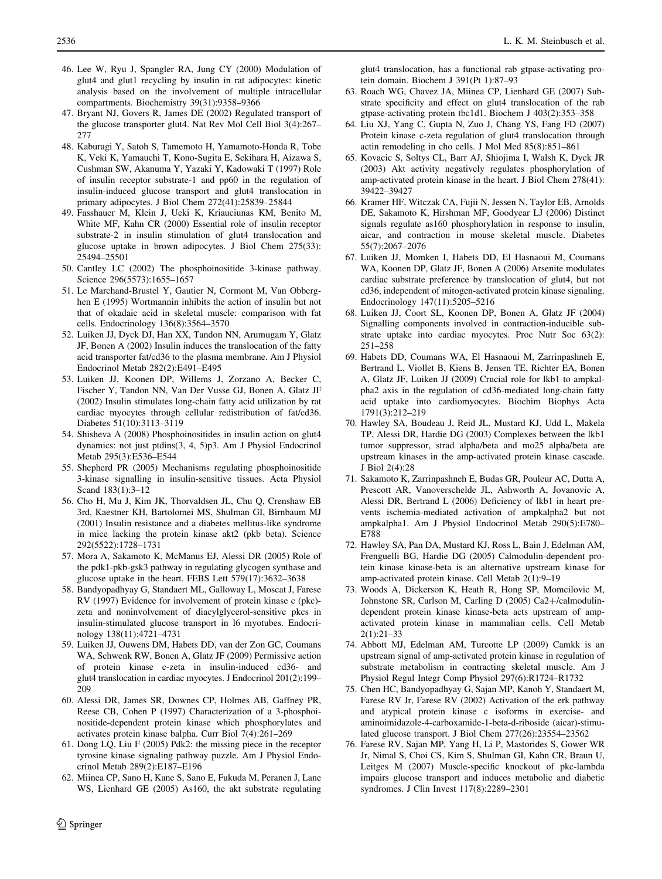46. Lee W, Ryu J, Spangler RA, Jung CY (2000) Modulation of glut4 and glut1 recycling by insulin in rat adipocytes: kinetic analysis based on the involvement of multiple intracellular compartments. Biochemistry 39(31):9358–9366
47. Bryant NJ, Govers R, James DE (2002) Regulated transport of the glucose transporter glut4. Nat Rev Mol Cell Biol 3(4):267–277
48. Kaburagi Y, Satoh S, Tamemoto H, Yamamoto-Honda R, Tobe K, Veki K, Yamauchi T, Kono-Sugita E, Sekihara H, Aizawa S, Cushman SW, Akanuma Y, Yazaki Y, Kadowaki T (1997) Role of insulin receptor substrate-1 and pp60 in the regulation of insulin-induced glucose transport and glut4 translocation in primary adipocytes. J Biol Chem 272(41):25839–25844
49. Fasshauer M, Klein J, Ueki K, Kriauciunas KM, Benito M, White MF, Kahn CR (2000) Essential role of insulin receptor substrate-2 in insulin stimulation of glut4 translocation and glucose uptake in brown adipocytes. J Biol Chem 275(33): 25494–25501
50. Cantley LC (2002) The phosphoinositide 3-kinase pathway. Science 296(5573):1655–1657
51. Le Marchand-Brustel Y, Gautier N, Cormont M, Van Obberghen E (1995) Wortmannin inhibits the action of insulin but not that of okadaic acid in skeletal muscle: comparison with fat cells. Endocrinology 136(8):3564–3570
52. Luiken JJ, Dyck DJ, Han XX, Tandon NN, Arumugam Y, Glatz JF, Bonen A (2002) Insulin induces the translocation of the fatty acid transporter fat/cd36 to the plasma membrane. Am J Physiol Endocrinol Metab 282(2):E491–E495
53. Luiken JJ, Koonen DP, Willems J, Zorzano A, Becker C, Fischer Y, Tandon NN, Van Der Vusse GJ, Bonen A, Glatz JF (2002) Insulin stimulates long-chain fatty acid utilization by rat cardiac myocytes through cellular redistribution of fat/cd36. Diabetes 51(10):3113–3119
54. Shisheva A (2008) Phosphoinositides in insulin action on glut4 dynamics: not just ptdins(3, 4, 5)p3. Am J Physiol Endocrinol Metab 295(3):E536–E544
55. Shepherd PR (2005) Mechanisms regulating phosphoinositide 3-kinase signalling in insulin-sensitive tissues. Acta Physiol Scand 183(1):3–12
56. Cho H, Mu J, Kim JK, Thorvaldsen JL, Chu Q, Crenshaw EB 3rd, Kaestner KH, Bartolomei MS, Shulman GI, Birnbaum MJ (2001) Insulin resistance and a diabetes mellitus-like syndrome in mice lacking the protein kinase akt2 (pkb beta). Science 292(5522):1728–1731
57. Mora A, Sakamoto K, McManus EJ, Alessi DR (2005) Role of the pdk1-pkb-gsk3 pathway in regulating glycogen synthase and glucose uptake in the heart. FEBS Lett 579(17):3632–3638
58. Bandyopadhyay G, Standaert ML, Galloway L, Moscat J, Farese RV (1997) Evidence for involvement of protein kinase c (pkc)-zeta and noninvolvement of diacylglycerol-sensitive pkcs in insulin-stimulated glucose transport in l6 myotubes. Endocrinology 138(11):4721–4731
59. Luiken JJ, Ouwens DM, Habets DD, van der Zon GC, Coumans WA, Schwenk RW, Bonen A, Glatz JF (2009) Permissive action of protein kinase c-zeta in insulin-induced cd36- and glut4 translocation in cardiac myocytes. J Endocrinol 201(2):199–209
60. Alessi DR, James SR, Downes CP, Holmes AB, Gaffney PR, Reese CB, Cohen P (1997) Characterization of a 3-phosphoinositide-dependent protein kinase which phosphorylates and activates protein kinase balpha. Curr Biol 7(4):261–269
61. Dong LQ, Liu F (2005) Pdk2: the missing piece in the receptor tyrosine kinase signaling pathway puzzle. Am J Physiol Endocrinol Metab 289(2):E187–E196
62. Miinea CP, Sano H, Kane S, Sano E, Fukuda M, Peranen J, Lane WS, Lienhard GE (2005) As160, the akt substrate regulating glut4 translocation, has a functional rab gtpase-activating protein domain. Biochem J 391(Pt 1):87–93
63. Roach WG, Chavez JA, Miinea CP, Lienhard GE (2007) Substrate specificity and effect on glut4 translocation of the rab gtpase-activating protein tbc1d1. Biochem J 403(2):353–358
64. Liu XJ, Yang C, Gupta N, Zuo J, Chang YS, Fang FD (2007) Protein kinase c-zeta regulation of glut4 translocation through actin remodeling in cho cells. J Mol Med 85(8):851–861
65. Kovacic S, Soltys CL, Barr AJ, Shiojima I, Walsh K, Dyck JR (2003) Akt activity negatively regulates phosphorylation of amp-activated protein kinase in the heart. J Biol Chem 278(41): 39422–39427
66. Kramer HF, Witczak CA, Fujii N, Jessen N, Taylor EB, Arnolds DE, Sakamoto K, Hirshman MF, Goodyear LJ (2006) Distinct signals regulate as160 phosphorylation in response to insulin, aicar, and contraction in mouse skeletal muscle. Diabetes 55(7):2067–2076
67. Luiken JJ, Momken I, Habets DD, El Hasnaoui M, Coumans WA, Koonen DP, Glatz JF, Bonen A (2006) Arsenite modulates cardiac substrate preference by translocation of glut4, but not cd36, independent of mitogen-activated protein kinase signaling. Endocrinology 147(11):5205–5216
68. Luiken JJ, Coort SL, Koonen DP, Bonen A, Glatz JF (2004) Signalling components involved in contraction-inducible substrate uptake into cardiac myocytes. Proc Nutr Soc 63(2): 251–258
69. Habets DD, Coumans WA, El Hasnaoui M, Zarrinpashneh E, Bertrand L, Viollet B, Kiens B, Jensen TE, Richter EA, Bonen A, Glatz JF, Luiken JJ (2009) Crucial role for lkb1 to ampkalpha2 axis in the regulation of cd36-mediated long-chain fatty acid uptake into cardiomyocytes. Biochim Biophys Acta 1791(3):212–219
70. Hawley SA, Boudeau J, Reid JL, Mustard KJ, Udd L, Makela TP, Alessi DR, Hardie DG (2003) Complexes between the lkb1 tumor suppressor, strad alpha/beta and mo25 alpha/beta are upstream kinases in the amp-activated protein kinase cascade. J Biol 2(4):28
71. Sakamoto K, Zarrinpashneh E, Budas GR, Pouleur AC, Dutta A, Prescott AR, Vanoverschelde JL, Ashworth A, Jovanovic A, Alessi DR, Bertrand L (2006) Deficiency of lkb1 in heart prevents ischemia-mediated activation of ampkalpha2 but not ampkalpha1. Am J Physiol Endocrinol Metab 290(5):E780–E788
72. Hawley SA, Pan DA, Mustard KJ, Ross L, Bain J, Edelman AM, Frenguelli BG, Hardie DG (2005) Calmodulin-dependent protein kinase kinase-beta is an alternative upstream kinase for amp-activated protein kinase. Cell Metab 2(1):9–19
73. Woods A, Dickerson K, Heath R, Hong SP, Momcilovic M, Johnstone SR, Carlson M, Carling D (2005) Ca2+/calmodulin-dependent protein kinase kinase-beta acts upstream of amp-activated protein kinase in mammalian cells. Cell Metab 2(1):21–33
74. Abbott MJ, Edelman AM, Turcotte LP (2009) Camkk is an upstream signal of amp-activated protein kinase in regulation of substrate metabolism in contracting skeletal muscle. Am J Physiol Regul Integr Comp Physiol 297(6):R1724–R1732
75. Chen HC, Bandyopadhyay G, Sajan MP, Kanoh Y, Standaert M, Farese RV Jr, Farese RV (2002) Activation of the erk pathway and atypical protein kinase c isoforms in exercise- and aminoimidazole-4-carboxamide-1-beta-d-riboside (aicar)-stimulated glucose transport. J Biol Chem 277(26):23554–23562
76. Farese RV, Sajan MP, Yang H, Li P, Mastorides S, Gower WR Jr, Nimal S, Choi CS, Kim S, Shulman GI, Kahn CR, Braun U, Leitges M (2007) Muscle-specific knockout of pkc-lambda impairs glucose transport and induces metabolic and diabetic syndromes. J Clin Invest 117(8):2289–2301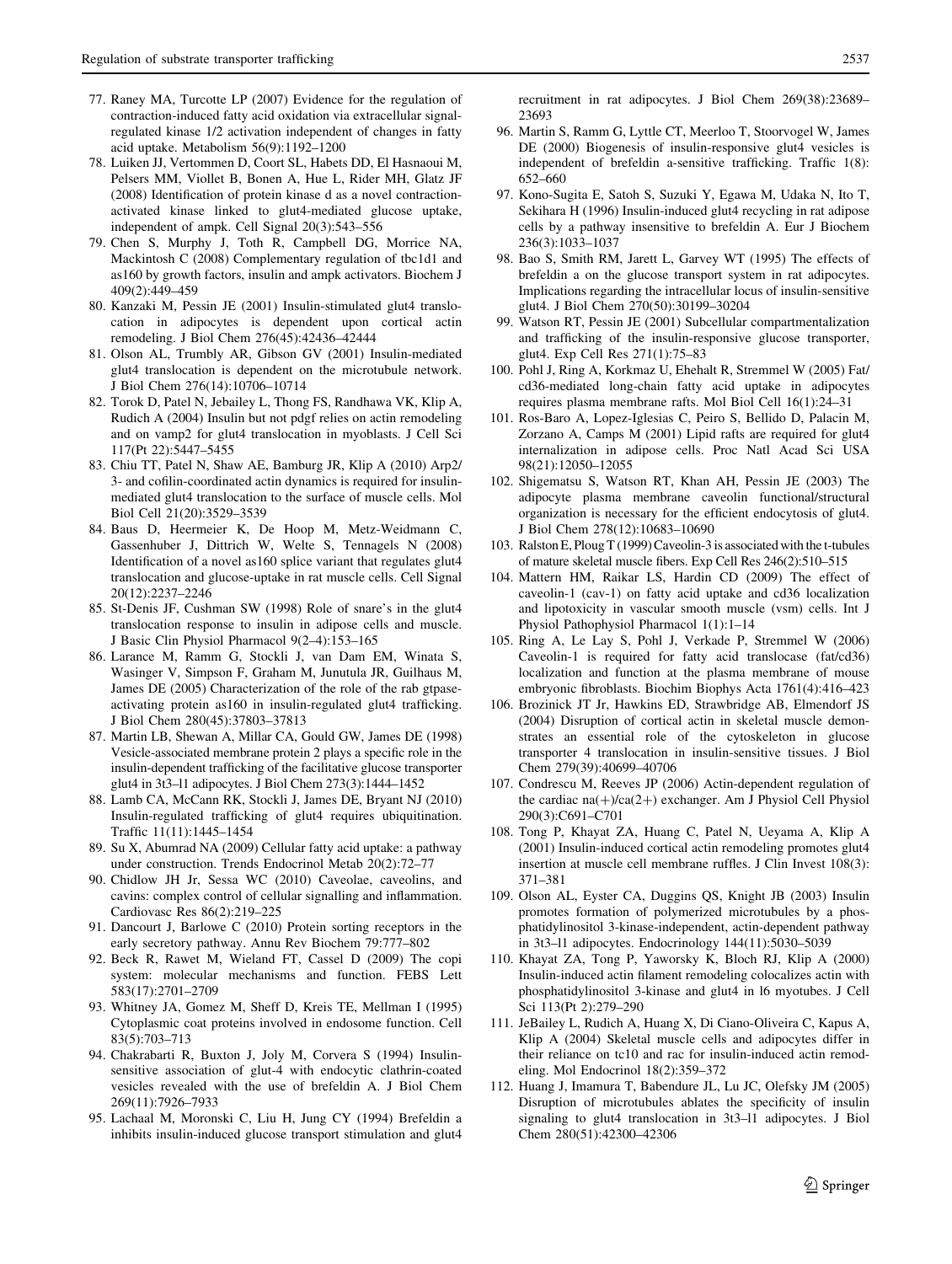77. Raney MA, Turcotte LP (2007) Evidence for the regulation of contraction-induced fatty acid oxidation via extracellular signal-regulated kinase 1/2 activation independent of changes in fatty acid uptake. Metabolism 56(9):1192–1200
78. Luiken JJ, Vertommen D, Coort SL, Habets DD, El Hasnaoui M, Pelsers MM, Viollet B, Bonen A, Hue L, Rider MH, Glatz JF (2008) Identification of protein kinase d as a novel contraction-activated kinase linked to glut4-mediated glucose uptake, independent of ampk. Cell Signal 20(3):543–556
79. Chen S, Murphy J, Toth R, Campbell DG, Morrice NA, Mackintosh C (2008) Complementary regulation of tbc1d1 and as160 by growth factors, insulin and ampk activators. Biochem J 409(2):449–459
80. Kanzaki M, Pessin JE (2001) Insulin-stimulated glut4 translocation in adipocytes is dependent upon cortical actin remodeling. J Biol Chem 276(45):42436–42444
81. Olson AL, Trumbly AR, Gibson GV (2001) Insulin-mediated glut4 translocation is dependent on the microtubule network. J Biol Chem 276(14):10706–10714
82. Torok D, Patel N, Jebailey L, Thong FS, Randhawa VK, Klip A, Rudich A (2004) Insulin but not pdgf relies on actin remodeling and on vamp2 for glut4 translocation in myoblasts. J Cell Sci 117(Pt 22):5447–5455
83. Chiu TT, Patel N, Shaw AE, Bamburg JR, Klip A (2010) Arp2/3- and cofilin-coordinated actin dynamics is required for insulin-mediated glut4 translocation to the surface of muscle cells. Mol Biol Cell 21(20):3529–3539
84. Baus D, Heermeier K, De Hoop M, Metz-Weidmann C, Gassenhuber J, Dittrich W, Welte S, Tennagels N (2008) Identification of a novel as160 splice variant that regulates glut4 translocation and glucose-uptake in rat muscle cells. Cell Signal 20(12):2237–2246
85. St-Denis JF, Cushman SW (1998) Role of snare's in the glut4 translocation response to insulin in adipose cells and muscle. J Basic Clin Physiol Pharmacol 9(2–4):153–165
86. Larance M, Ramm G, Stockli J, van Dam EM, Winata S, Wasinger V, Simpson F, Graham M, Junutula JR, Guilhaus M, James DE (2005) Characterization of the role of the rab gtpase-activating protein as160 in insulin-regulated glut4 trafficking. J Biol Chem 280(45):37803–37813
87. Martin LB, Shewan A, Millar CA, Gould GW, James DE (1998) Vesicle-associated membrane protein 2 plays a specific role in the insulin-dependent trafficking of the facilitative glucose transporter glut4 in 3t3–l1 adipocytes. J Biol Chem 273(3):1444–1452
88. Lamb CA, McCann RK, Stockli J, James DE, Bryant NJ (2010) Insulin-regulated trafficking of glut4 requires ubiquitination. Traffic 11(11):1445–1454
89. Su X, Abumrad NA (2009) Cellular fatty acid uptake: a pathway under construction. Trends Endocrinol Metab 20(2):72–77
90. Chidlow JH Jr, Sessa WC (2010) Caveolae, caveolins, and cavins: complex control of cellular signalling and inflammation. Cardiovasc Res 86(2):219–225
91. Dancourt J, Barlowe C (2010) Protein sorting receptors in the early secretory pathway. Annu Rev Biochem 79:777–802
92. Beck R, Rawet M, Wieland FT, Cassel D (2009) The copi system: molecular mechanisms and function. FEBS Lett 583(17):2701–2709
93. Whitney JA, Gomez M, Sheff D, Kreis TE, Mellman I (1995) Cytoplasmic coat proteins involved in endosome function. Cell 83(5):703–713
94. Chakrabarti R, Buxton J, Joly M, Corvera S (1994) Insulin-sensitive association of glut-4 with endocytic clathrin-coated vesicles revealed with the use of brefeldin A. J Biol Chem 269(11):7926–7933
95. Lachaal M, Moronski C, Liu H, Jung CY (1994) Brefeldin a inhibits insulin-induced glucose transport stimulation and glut4 recruitment in rat adipocytes. J Biol Chem 269(38):23689–23693
96. Martin S, Ramm G, Lyttle CT, Meerloo T, Stoorvogel W, James DE (2000) Biogenesis of insulin-responsive glut4 vesicles is independent of brefeldin a-sensitive trafficking. Traffic 1(8):652–660
97. Kono-Sugita E, Satoh S, Suzuki Y, Egawa M, Udaka N, Ito T, Sekihara H (1996) Insulin-induced glut4 recycling in rat adipose cells by a pathway insensitive to brefeldin A. Eur J Biochem 236(3):1033–1037
98. Bao S, Smith RM, Jarett L, Garvey WT (1995) The effects of brefeldin a on the glucose transport system in rat adipocytes. Implications regarding the intracellular locus of insulin-sensitive glut4. J Biol Chem 270(50):30199–30204
99. Watson RT, Pessin JE (2001) Subcellular compartmentalization and trafficking of the insulin-responsive glucose transporter, glut4. Exp Cell Res 271(1):75–83
100. Pohl J, Ring A, Korkmaz U, Ehehalt R, Stremmel W (2005) Fat/cd36-mediated long-chain fatty acid uptake in adipocytes requires plasma membrane rafts. Mol Biol Cell 16(1):24–31
101. Ros-Baro A, Lopez-Iglesias C, Peiro S, Bellido D, Palacin M, Zorzano A, Camps M (2001) Lipid rafts are required for glut4 internalization in adipose cells. Proc Natl Acad Sci USA 98(21):12050–12055
102. Shigematsu S, Watson RT, Khan AH, Pessin JE (2003) The adipocyte plasma membrane caveolin functional/structural organization is necessary for the efficient endocytosis of glut4. J Biol Chem 278(12):10683–10690
103. Ralston E, Ploug T (1999) Caveolin-3 is associated with the t-tubules of mature skeletal muscle fibers. Exp Cell Res 246(2):510–515
104. Mattern HM, Raikar LS, Hardin CD (2009) The effect of caveolin-1 (cav-1) on fatty acid uptake and cd36 localization and lipotoxicity in vascular smooth muscle (vsm) cells. Int J Physiol Pathophysiol Pharmacol 1(1):1–14
105. Ring A, Le Lay S, Pohl J, Verkade P, Stremmel W (2006) Caveolin-1 is required for fatty acid translocase (fat/cd36) localization and function at the plasma membrane of mouse embryonic fibroblasts. Biochim Biophys Acta 1761(4):416–423
106. Brozinick JT Jr, Hawkins ED, Strawbridge AB, Elmendorf JS (2004) Disruption of cortical actin in skeletal muscle demonstrates an essential role of the cytoskeleton in glucose transporter 4 translocation in insulin-sensitive tissues. J Biol Chem 279(39):40699–40706
107. Condrescu M, Reeves JP (2006) Actin-dependent regulation of the cardiac na(+)/ca(2+) exchanger. Am J Physiol Cell Physiol 290(3):C691–C701
108. Tong P, Khayat ZA, Huang C, Patel N, Ueyama A, Klip A (2001) Insulin-induced cortical actin remodeling promotes glut4 insertion at muscle cell membrane ruffles. J Clin Invest 108(3):371–381
109. Olson AL, Eyster CA, Duggins QS, Knight JB (2003) Insulin promotes formation of polymerized microtubules by a phosphatidylinositol 3-kinase-independent, actin-dependent pathway in 3t3–l1 adipocytes. Endocrinology 144(11):5030–5039
110. Khayat ZA, Tong P, Yaworsky K, Bloch RJ, Klip A (2000) Insulin-induced actin filament remodeling colocalizes actin with phosphatidylinositol 3-kinase and glut4 in l6 myotubes. J Cell Sci 113(Pt 2):279–290
111. JeBailey L, Rudich A, Huang X, Di Ciano-Oliveira C, Kapus A, Klip A (2004) Skeletal muscle cells and adipocytes differ in their reliance on tc10 and rac for insulin-induced actin remodeling. Mol Endocrinol 18(2):359–372
112. Huang J, Imamura T, Babendure JL, Lu JC, Olefsky JM (2005) Disruption of microtubules ablates the specificity of insulin signaling to glut4 translocation in 3t3–l1 adipocytes. J Biol Chem 280(51):42300–42306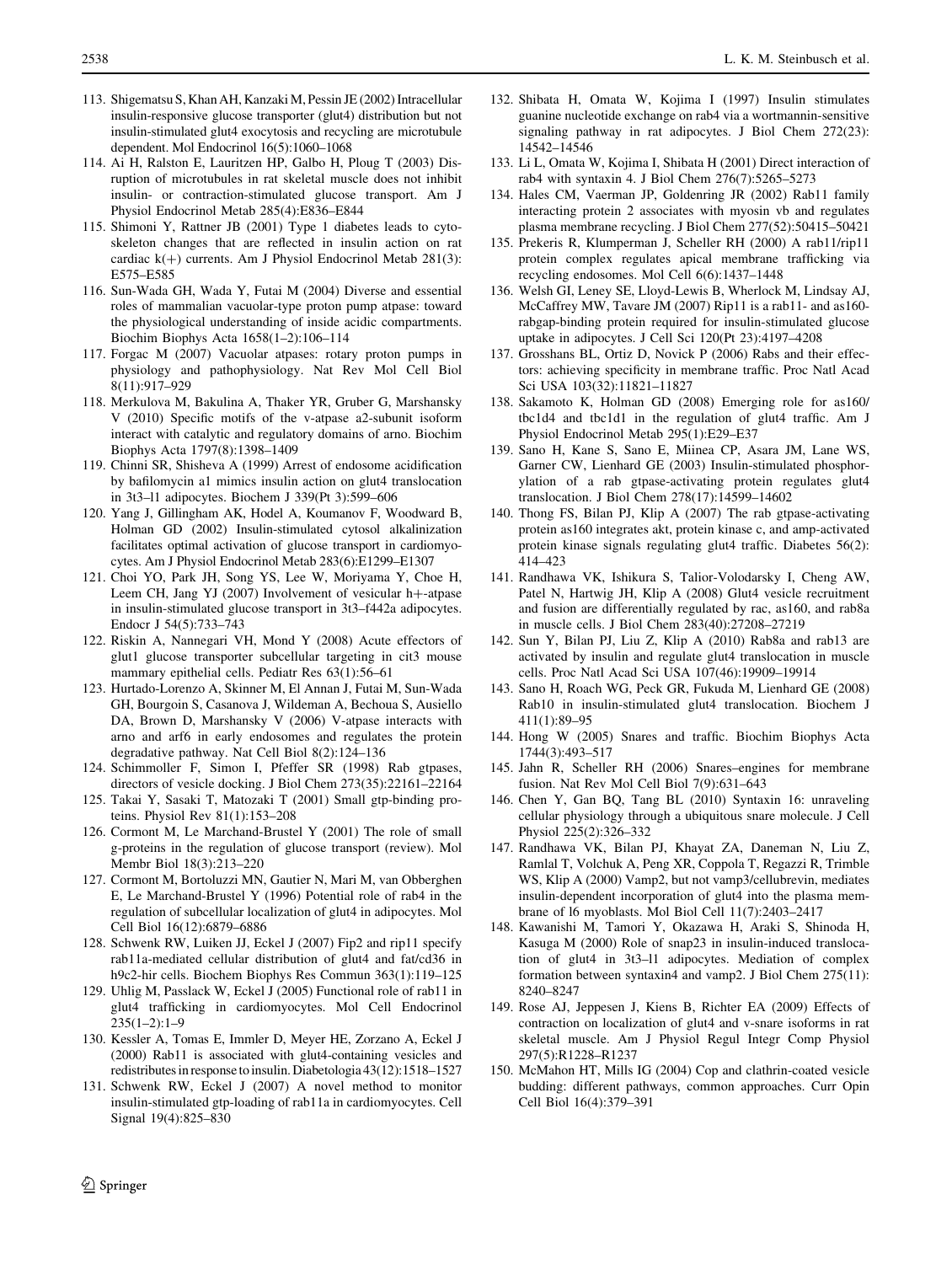113. Shigematsu S, Khan AH, Kanzaki M, Pessin JE (2002) Intracellular insulin-responsive glucose transporter (glut4) distribution but not insulin-stimulated glut4 exocytosis and recycling are microtubule dependent. Mol Endocrinol 16(5):1060–1068

114. Ai H, Ralston E, Lauritzen HP, Galbo H, Ploug T (2003) Disruption of microtubules in rat skeletal muscle does not inhibit insulin- or contraction-stimulated glucose transport. Am J Physiol Endocrinol Metab 285(4):E836–E844

115. Shimoni Y, Rattner JB (2001) Type 1 diabetes leads to cytoskeleton changes that are reflected in insulin action on rat cardiac k(+) currents. Am J Physiol Endocrinol Metab 281(3): E575–E585

116. Sun-Wada GH, Wada Y, Futai M (2004) Diverse and essential roles of mammalian vacuolar-type proton pump atpase: toward the physiological understanding of inside acidic compartments. Biochim Biophys Acta 1658(1–2):106–114

117. Forgac M (2007) Vacuolar atpases: rotary proton pumps in physiology and pathophysiology. Nat Rev Mol Cell Biol 8(11):917–929

118. Merkulova M, Bakulina A, Thaker YR, Gruber G, Marshansky V (2010) Specific motifs of the v-atpase a2-subunit isoform interact with catalytic and regulatory domains of arno. Biochim Biophys Acta 1797(8):1398–1409

119. Chinni SR, Shisheva A (1999) Arrest of endosome acidification by bafilomycin a1 mimics insulin action on glut4 translocation in 3t3–l1 adipocytes. Biochem J 339(Pt 3):599–606

120. Yang J, Gillingham AK, Hodel A, Koumanov F, Woodward B, Holman GD (2002) Insulin-stimulated cytosol alkalinization facilitates optimal activation of glucose transport in cardiomyocytes. Am J Physiol Endocrinol Metab 283(6):E1299–E1307

121. Choi YO, Park JH, Song YS, Lee W, Moriyama Y, Choe H, Leem CH, Jang YJ (2007) Involvement of vesicular h+-atpase in insulin-stimulated glucose transport in 3t3–f442a adipocytes. Endocr J 54(5):733–743

122. Riskin A, Nannegari VH, Mond Y (2008) Acute effectors of glut1 glucose transporter subcellular targeting in cit3 mouse mammary epithelial cells. Pediatr Res 63(1):56–61

123. Hurtado-Lorenzo A, Skinner M, El Annan J, Futai M, Sun-Wada GH, Bourgoin S, Casanova J, Wildeman A, Bechoua S, Ausiello DA, Brown D, Marshansky V (2006) V-atpase interacts with arno and arf6 in early endosomes and regulates the protein degradative pathway. Nat Cell Biol 8(2):124–136

124. Schimmoller F, Simon I, Pfeffer SR (1998) Rab gtpases, directors of vesicle docking. J Biol Chem 273(35):22161–22164

125. Takai Y, Sasaki T, Matozaki T (2001) Small gtp-binding proteins. Physiol Rev 81(1):153–208

126. Cormont M, Le Marchand-Brustel Y (2001) The role of small g-proteins in the regulation of glucose transport (review). Mol Membr Biol 18(3):213–220

127. Cormont M, Bortoluzzi MN, Gautier N, Mari M, van Obberghen E, Le Marchand-Brustel Y (1996) Potential role of rab4 in the regulation of subcellular localization of glut4 in adipocytes. Mol Cell Biol 16(12):6879–6886

128. Schwenk RW, Luiken JJ, Eckel J (2007) Fip2 and rip11 specify rab11a-mediated cellular distribution of glut4 and fat/cd36 in h9c2-hir cells. Biochem Biophys Res Commun 363(1):119–125

129. Uhlig M, Passlack W, Eckel J (2005) Functional role of rab11 in glut4 trafficking in cardiomyocytes. Mol Cell Endocrinol 235(1–2):1–9

130. Kessler A, Tomas E, Immler D, Meyer HE, Zorzano A, Eckel J (2000) Rab11 is associated with glut4-containing vesicles and redistributes in response to insulin. Diabetologia 43(12):1518–1527

131. Schwenk RW, Eckel J (2007) A novel method to monitor insulin-stimulated gtp-loading of rab11a in cardiomyocytes. Cell Signal 19(4):825–830

132. Shibata H, Omata W, Kojima I (1997) Insulin stimulates guanine nucleotide exchange on rab4 via a wortmannin-sensitive signaling pathway in rat adipocytes. J Biol Chem 272(23): 14542–14546

133. Li L, Omata W, Kojima I, Shibata H (2001) Direct interaction of rab4 with syntaxin 4. J Biol Chem 276(7):5265–5273

134. Hales CM, Vaerman JP, Goldenring JR (2002) Rab11 family interacting protein 2 associates with myosin vb and regulates plasma membrane recycling. J Biol Chem 277(52):50415–50421

135. Prekeris R, Klumperman J, Scheller RH (2000) A rab11/rip11 protein complex regulates apical membrane trafficking via recycling endosomes. Mol Cell 6(6):1437–1448

136. Welsh GI, Leney SE, Lloyd-Lewis B, Wherlock M, Lindsay AJ, McCaffrey MW, Tavare JM (2007) Rip11 is a rab11- and as160-rabgap-binding protein required for insulin-stimulated glucose uptake in adipocytes. J Cell Sci 120(Pt 23):4197–4208

137. Grosshans BL, Ortiz D, Novick P (2006) Rabs and their effectors: achieving specificity in membrane traffic. Proc Natl Acad Sci USA 103(32):11821–11827

138. Sakamoto K, Holman GD (2008) Emerging role for as160/tbc1d4 and tbc1d1 in the regulation of glut4 traffic. Am J Physiol Endocrinol Metab 295(1):E29–E37

139. Sano H, Kane S, Sano E, Miinea CP, Asara JM, Lane WS, Garner CW, Lienhard GE (2003) Insulin-stimulated phosphorylation of a rab gtpase-activating protein regulates glut4 translocation. J Biol Chem 278(17):14599–14602

140. Thong FS, Bilan PJ, Klip A (2007) The rab gtpase-activating protein as160 integrates akt, protein kinase c, and amp-activated protein kinase signals regulating glut4 traffic. Diabetes 56(2): 414–423

141. Randhawa VK, Ishikura S, Talior-Volodarsky I, Cheng AW, Patel N, Hartwig JH, Klip A (2008) Glut4 vesicle recruitment and fusion are differentially regulated by rac, as160, and rab8a in muscle cells. J Biol Chem 283(40):27208–27219

142. Sun Y, Bilan PJ, Liu Z, Klip A (2010) Rab8a and rab13 are activated by insulin and regulate glut4 translocation in muscle cells. Proc Natl Acad Sci USA 107(46):19909–19914

143. Sano H, Roach WG, Peck GR, Fukuda M, Lienhard GE (2008) Rab10 in insulin-stimulated glut4 translocation. Biochem J 411(1):89–95

144. Hong W (2005) Snares and traffic. Biochim Biophys Acta 1744(3):493–517

145. Jahn R, Scheller RH (2006) Snares–engines for membrane fusion. Nat Rev Mol Cell Biol 7(9):631–643

146. Chen Y, Gan BQ, Tang BL (2010) Syntaxin 16: unraveling cellular physiology through a ubiquitous snare molecule. J Cell Physiol 225(2):326–332

147. Randhawa VK, Bilan PJ, Khayat ZA, Daneman N, Liu Z, Ramlal T, Volchuk A, Peng XR, Coppola T, Regazzi R, Trimble WS, Klip A (2000) Vamp2, but not vamp3/cellubrevin, mediates insulin-dependent incorporation of glut4 into the plasma membrane of l6 myoblasts. Mol Biol Cell 11(7):2403–2417

148. Kawanishi M, Tamori Y, Okazawa H, Araki S, Shinoda H, Kasuga M (2000) Role of snap23 in insulin-induced translocation of glut4 in 3t3–l1 adipocytes. Mediation of complex formation between syntaxin4 and vamp2. J Biol Chem 275(11): 8240–8247

149. Rose AJ, Jeppesen J, Kiens B, Richter EA (2009) Effects of contraction on localization of glut4 and v-snare isoforms in rat skeletal muscle. Am J Physiol Regul Integr Comp Physiol 297(5):R1228–R1237

150. McMahon HT, Mills IG (2004) Cop and clathrin-coated vesicle budding: different pathways, common approaches. Curr Opin Cell Biol 16(4):379–391